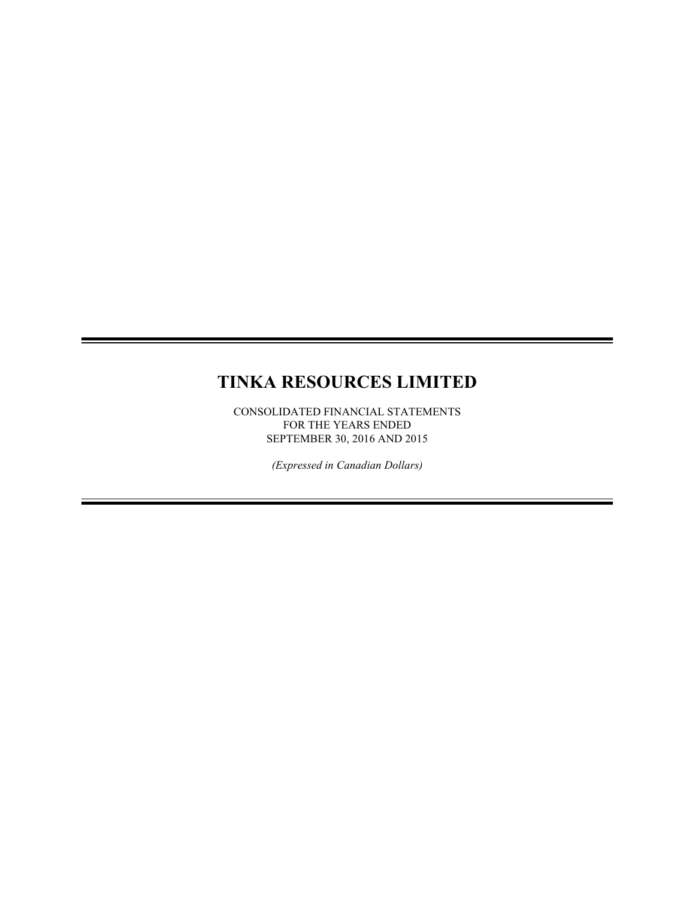# TINKA RESOURCES LIMITED

CONSOLIDATED FINANCIAL STATEMENTS
FOR THE YEARS ENDED
SEPTEMBER 30, 2016 AND 2015

*(Expressed in Canadian Dollars)*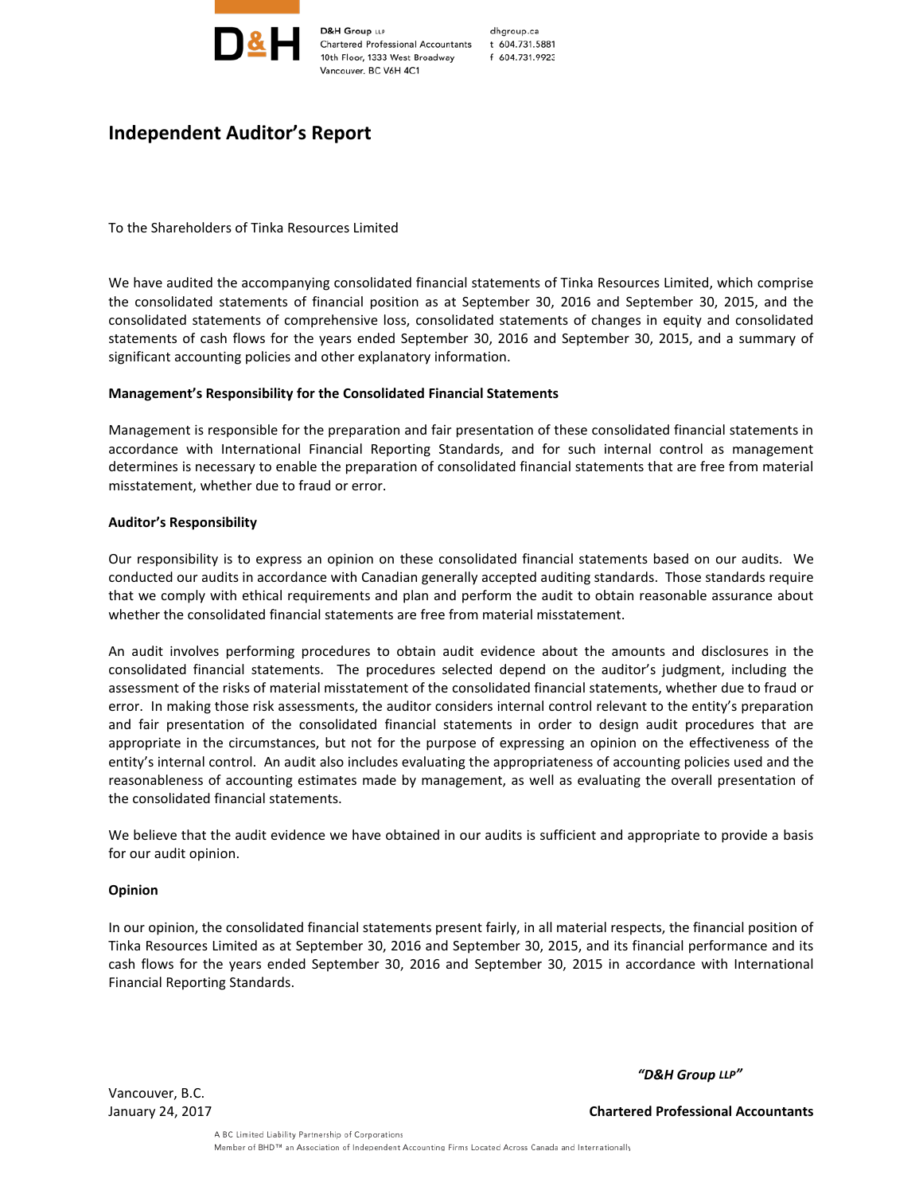D&H Group LLP
Chartered Professional Accountants
10th Floor, 1333 West Broadway
Vancouver, BC V6H 4C1

dhgroup.ca
t 604.731.5881
f 604.731.9923

# Independent Auditor's Report

To the Shareholders of Tinka Resources Limited

We have audited the accompanying consolidated financial statements of Tinka Resources Limited, which comprise the consolidated statements of financial position as at September 30, 2016 and September 30, 2015, and the consolidated statements of comprehensive loss, consolidated statements of changes in equity and consolidated statements of cash flows for the years ended September 30, 2016 and September 30, 2015, and a summary of significant accounting policies and other explanatory information.

**Management's Responsibility for the Consolidated Financial Statements**

Management is responsible for the preparation and fair presentation of these consolidated financial statements in accordance with International Financial Reporting Standards, and for such internal control as management determines is necessary to enable the preparation of consolidated financial statements that are free from material misstatement, whether due to fraud or error.

**Auditor's Responsibility**

Our responsibility is to express an opinion on these consolidated financial statements based on our audits. We conducted our audits in accordance with Canadian generally accepted auditing standards. Those standards require that we comply with ethical requirements and plan and perform the audit to obtain reasonable assurance about whether the consolidated financial statements are free from material misstatement.

An audit involves performing procedures to obtain audit evidence about the amounts and disclosures in the consolidated financial statements. The procedures selected depend on the auditor's judgment, including the assessment of the risks of material misstatement of the consolidated financial statements, whether due to fraud or error. In making those risk assessments, the auditor considers internal control relevant to the entity's preparation and fair presentation of the consolidated financial statements in order to design audit procedures that are appropriate in the circumstances, but not for the purpose of expressing an opinion on the effectiveness of the entity's internal control. An audit also includes evaluating the appropriateness of accounting policies used and the reasonableness of accounting estimates made by management, as well as evaluating the overall presentation of the consolidated financial statements.

We believe that the audit evidence we have obtained in our audits is sufficient and appropriate to provide a basis for our audit opinion.

**Opinion**

In our opinion, the consolidated financial statements present fairly, in all material respects, the financial position of Tinka Resources Limited as at September 30, 2016 and September 30, 2015, and its financial performance and its cash flows for the years ended September 30, 2016 and September 30, 2015 in accordance with International Financial Reporting Standards.

***"D&H Group LLP"***

**Chartered Professional Accountants**

Vancouver, B.C.
January 24, 2017

A BC Limited Liability Partnership of Corporations
Member of BHD™ an Association of Independent Accounting Firms Located Across Canada and Internationally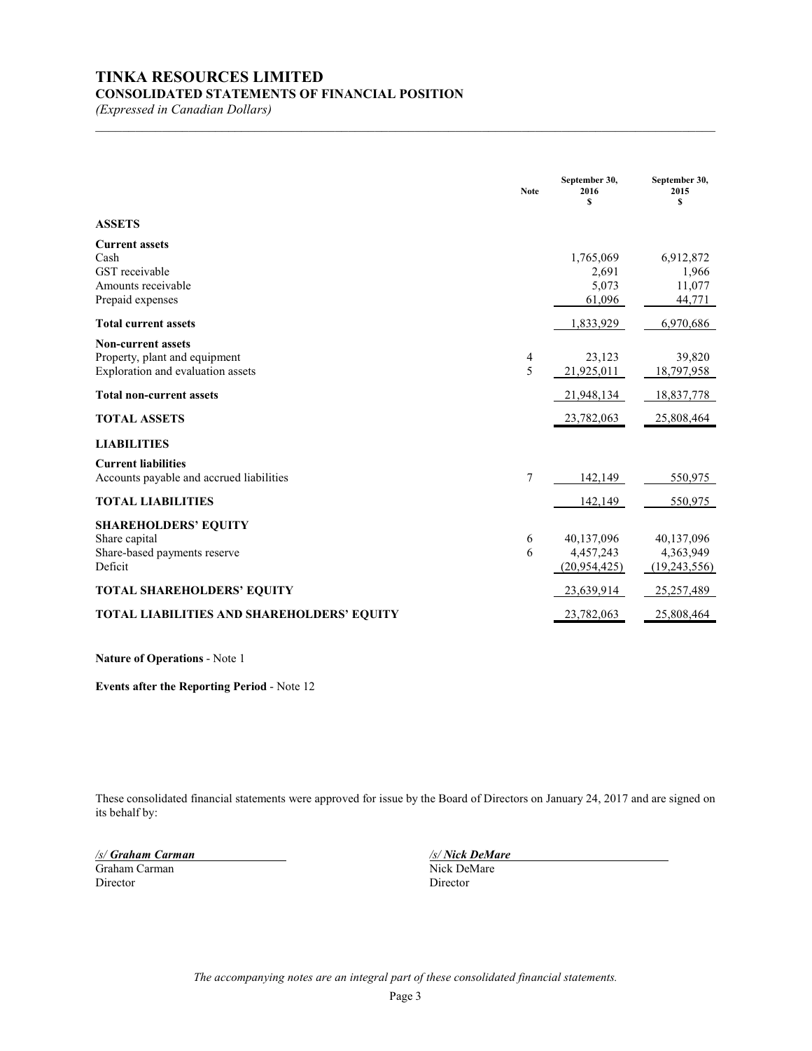# TINKA RESOURCES LIMITED

## CONSOLIDATED STATEMENTS OF FINANCIAL POSITION

*(Expressed in Canadian Dollars)*

| | Note | September 30, 2016 $ | September 30, 2015 $ |
|---|---|---|---|
| **ASSETS** | | | |
| **Current assets** | | | |
| Cash | | 1,765,069 | 6,912,872 |
| GST receivable | | 2,691 | 1,966 |
| Amounts receivable | | 5,073 | 11,077 |
| Prepaid expenses | | 61,096 | 44,771 |
| **Total current assets** | | 1,833,929 | 6,970,686 |
| **Non-current assets** | | | |
| Property, plant and equipment | 4 | 23,123 | 39,820 |
| Exploration and evaluation assets | 5 | 21,925,011 | 18,797,958 |
| **Total non-current assets** | | 21,948,134 | 18,837,778 |
| **TOTAL ASSETS** | | 23,782,063 | 25,808,464 |
| **LIABILITIES** | | | |
| **Current liabilities** | | | |
| Accounts payable and accrued liabilities | 7 | 142,149 | 550,975 |
| **TOTAL LIABILITIES** | | 142,149 | 550,975 |
| **SHAREHOLDERS' EQUITY** | | | |
| Share capital | 6 | 40,137,096 | 40,137,096 |
| Share-based payments reserve | 6 | 4,457,243 | 4,363,949 |
| Deficit | | (20,954,425) | (19,243,556) |
| **TOTAL SHAREHOLDERS' EQUITY** | | 23,639,914 | 25,257,489 |
| **TOTAL LIABILITIES AND SHAREHOLDERS' EQUITY** | | 23,782,063 | 25,808,464 |

**Nature of Operations** - Note 1

**Events after the Reporting Period** - Note 12

These consolidated financial statements were approved for issue by the Board of Directors on January 24, 2017 and are signed on its behalf by:

*/s/ Graham Carman*
Graham Carman
Director

*/s/ Nick DeMare*
Nick DeMare
Director

*The accompanying notes are an integral part of these consolidated financial statements.*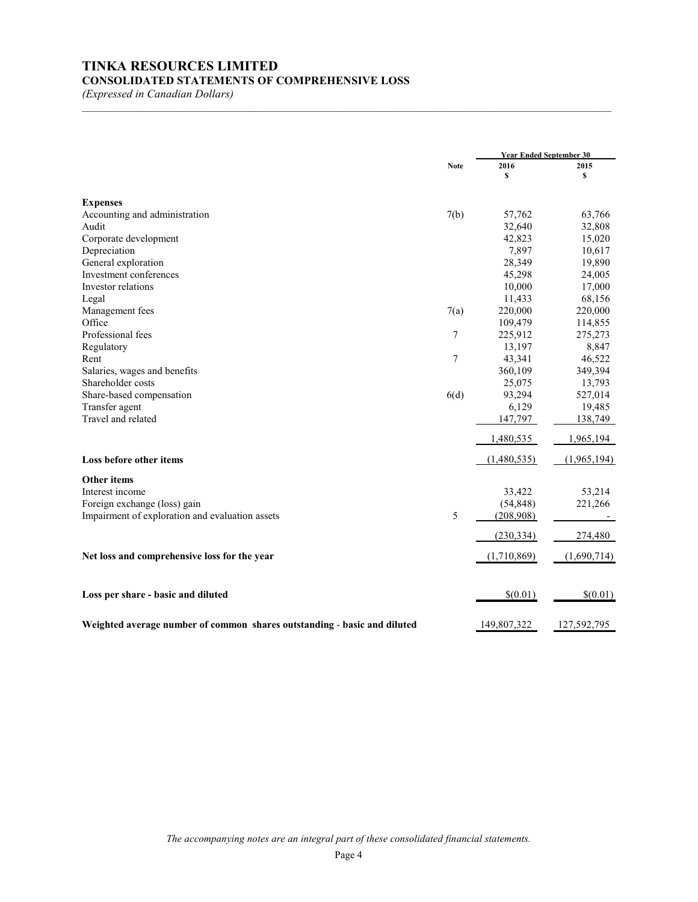# TINKA RESOURCES LIMITED

## CONSOLIDATED STATEMENTS OF COMPREHENSIVE LOSS

*(Expressed in Canadian Dollars)*

| | Note | Year Ended September 30 | |
|---|---|---|---|
| | | 2016 | 2015 |
| | | $ | $ |
| **Expenses** | | | |
| Accounting and administration | 7(b) | 57,762 | 63,766 |
| Audit | | 32,640 | 32,808 |
| Corporate development | | 42,823 | 15,020 |
| Depreciation | | 7,897 | 10,617 |
| General exploration | | 28,349 | 19,890 |
| Investment conferences | | 45,298 | 24,005 |
| Investor relations | | 10,000 | 17,000 |
| Legal | | 11,433 | 68,156 |
| Management fees | 7(a) | 220,000 | 220,000 |
| Office | | 109,479 | 114,855 |
| Professional fees | 7 | 225,912 | 275,273 |
| Regulatory | | 13,197 | 8,847 |
| Rent | 7 | 43,341 | 46,522 |
| Salaries, wages and benefits | | 360,109 | 349,394 |
| Shareholder costs | | 25,075 | 13,793 |
| Share-based compensation | 6(d) | 93,294 | 527,014 |
| Transfer agent | | 6,129 | 19,485 |
| Travel and related | | 147,797 | 138,749 |
| | | 1,480,535 | 1,965,194 |
| **Loss before other items** | | (1,480,535) | (1,965,194) |
| **Other items** | | | |
| Interest income | | 33,422 | 53,214 |
| Foreign exchange (loss) gain | | (54,848) | 221,266 |
| Impairment of exploration and evaluation assets | 5 | (208,908) | - |
| | | (230,334) | 274,480 |
| **Net loss and comprehensive loss for the year** | | (1,710,869) | (1,690,714) |
| **Loss per share - basic and diluted** | | $(0.01) | $(0.01) |
| **Weighted average number of common shares outstanding - basic and diluted** | | 149,807,322 | 127,592,795 |

*The accompanying notes are an integral part of these consolidated financial statements.*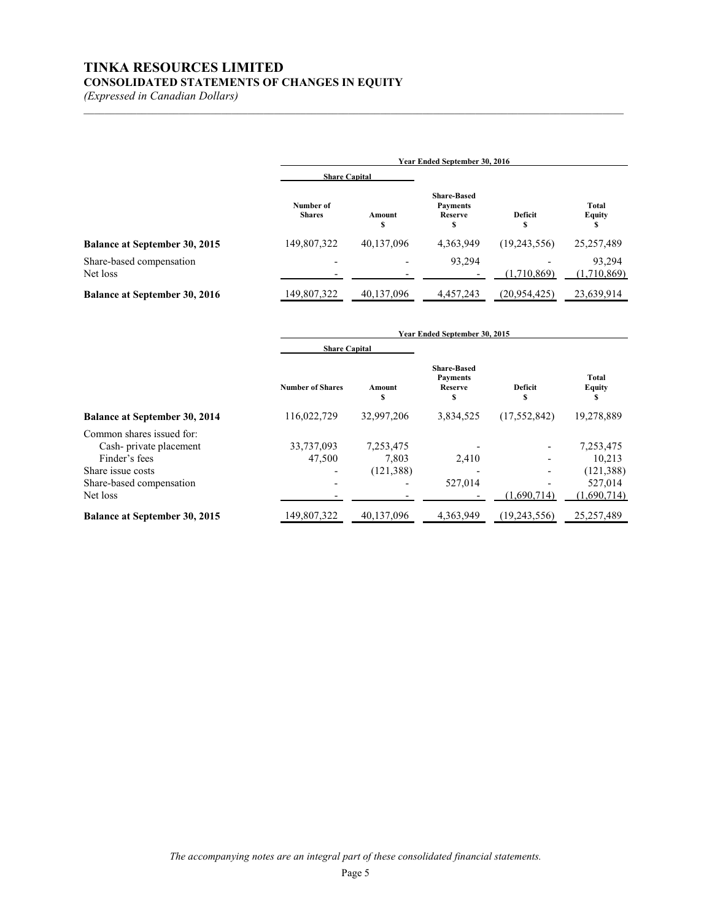# TINKA RESOURCES LIMITED

## CONSOLIDATED STATEMENTS OF CHANGES IN EQUITY

*(Expressed in Canadian Dollars)*

| | Year Ended September 30, 2016 | | | | |
|---|---|---|---|---|---|
| | Share Capital | | | | |
| | Number of Shares | Amount $ | Share-Based Payments Reserve $ | Deficit $ | Total Equity $ |
| **Balance at September 30, 2015** | 149,807,322 | 40,137,096 | 4,363,949 | (19,243,556) | 25,257,489 |
| Share-based compensation | - | - | 93,294 | - | 93,294 |
| Net loss | - | - | - | (1,710,869) | (1,710,869) |
| **Balance at September 30, 2016** | 149,807,322 | 40,137,096 | 4,457,243 | (20,954,425) | 23,639,914 |

| | Year Ended September 30, 2015 | | | | |
|---|---|---|---|---|---|
| | Share Capital | | | | |
| | Number of Shares | Amount $ | Share-Based Payments Reserve $ | Deficit $ | Total Equity $ |
| **Balance at September 30, 2014** | 116,022,729 | 32,997,206 | 3,834,525 | (17,552,842) | 19,278,889 |
| Common shares issued for: | | | | | |
| Cash- private placement | 33,737,093 | 7,253,475 | - | - | 7,253,475 |
| Finder's fees | 47,500 | 7,803 | 2,410 | - | 10,213 |
| Share issue costs | - | (121,388) | - | - | (121,388) |
| Share-based compensation | - | - | 527,014 | - | 527,014 |
| Net loss | - | - | - | (1,690,714) | (1,690,714) |
| **Balance at September 30, 2015** | 149,807,322 | 40,137,096 | 4,363,949 | (19,243,556) | 25,257,489 |

*The accompanying notes are an integral part of these consolidated financial statements.*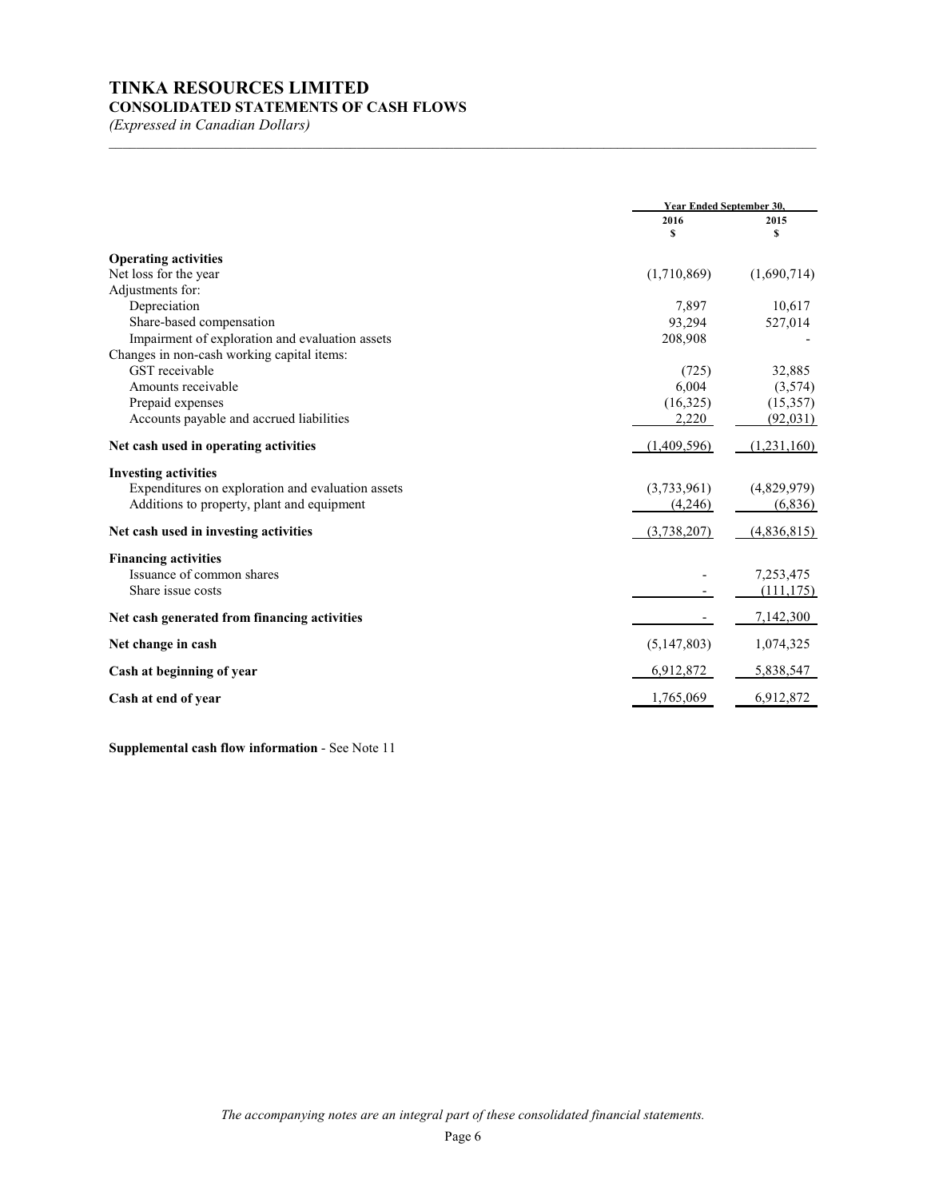# TINKA RESOURCES LIMITED
## CONSOLIDATED STATEMENTS OF CASH FLOWS
*(Expressed in Canadian Dollars)*

| | Year Ended September 30, | |
|---|---|---|
| | 2016 | 2015 |
| | $ | $ |
| **Operating activities** | | |
| Net loss for the year | (1,710,869) | (1,690,714) |
| Adjustments for: | | |
| Depreciation | 7,897 | 10,617 |
| Share-based compensation | 93,294 | 527,014 |
| Impairment of exploration and evaluation assets | 208,908 | - |
| Changes in non-cash working capital items: | | |
| GST receivable | (725) | 32,885 |
| Amounts receivable | 6,004 | (3,574) |
| Prepaid expenses | (16,325) | (15,357) |
| Accounts payable and accrued liabilities | 2,220 | (92,031) |
| **Net cash used in operating activities** | (1,409,596) | (1,231,160) |
| **Investing activities** | | |
| Expenditures on exploration and evaluation assets | (3,733,961) | (4,829,979) |
| Additions to property, plant and equipment | (4,246) | (6,836) |
| **Net cash used in investing activities** | (3,738,207) | (4,836,815) |
| **Financing activities** | | |
| Issuance of common shares | - | 7,253,475 |
| Share issue costs | - | (111,175) |
| **Net cash generated from financing activities** | - | 7,142,300 |
| **Net change in cash** | (5,147,803) | 1,074,325 |
| **Cash at beginning of year** | 6,912,872 | 5,838,547 |
| **Cash at end of year** | 1,765,069 | 6,912,872 |

**Supplemental cash flow information** - See Note 11

*The accompanying notes are an integral part of these consolidated financial statements.*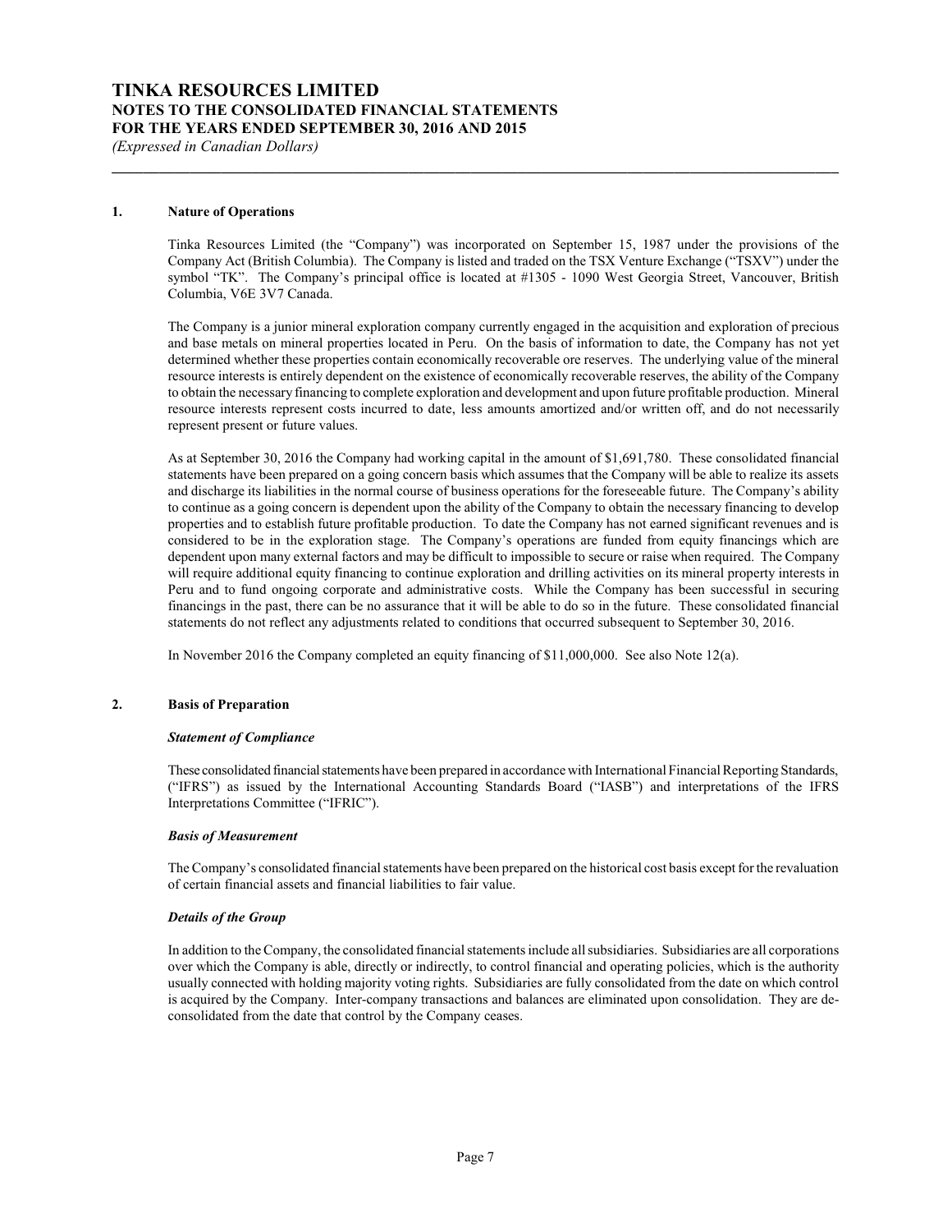# TINKA RESOURCES LIMITED
## NOTES TO THE CONSOLIDATED FINANCIAL STATEMENTS
## FOR THE YEARS ENDED SEPTEMBER 30, 2016 AND 2015
*(Expressed in Canadian Dollars)*

### 1. Nature of Operations

Tinka Resources Limited (the "Company") was incorporated on September 15, 1987 under the provisions of the Company Act (British Columbia). The Company is listed and traded on the TSX Venture Exchange ("TSXV") under the symbol "TK". The Company's principal office is located at #1305 - 1090 West Georgia Street, Vancouver, British Columbia, V6E 3V7 Canada.

The Company is a junior mineral exploration company currently engaged in the acquisition and exploration of precious and base metals on mineral properties located in Peru. On the basis of information to date, the Company has not yet determined whether these properties contain economically recoverable ore reserves. The underlying value of the mineral resource interests is entirely dependent on the existence of economically recoverable reserves, the ability of the Company to obtain the necessary financing to complete exploration and development and upon future profitable production. Mineral resource interests represent costs incurred to date, less amounts amortized and/or written off, and do not necessarily represent present or future values.

As at September 30, 2016 the Company had working capital in the amount of $1,691,780. These consolidated financial statements have been prepared on a going concern basis which assumes that the Company will be able to realize its assets and discharge its liabilities in the normal course of business operations for the foreseeable future. The Company's ability to continue as a going concern is dependent upon the ability of the Company to obtain the necessary financing to develop properties and to establish future profitable production. To date the Company has not earned significant revenues and is considered to be in the exploration stage. The Company's operations are funded from equity financings which are dependent upon many external factors and may be difficult to impossible to secure or raise when required. The Company will require additional equity financing to continue exploration and drilling activities on its mineral property interests in Peru and to fund ongoing corporate and administrative costs. While the Company has been successful in securing financings in the past, there can be no assurance that it will be able to do so in the future. These consolidated financial statements do not reflect any adjustments related to conditions that occurred subsequent to September 30, 2016.

In November 2016 the Company completed an equity financing of $11,000,000. See also Note 12(a).

### 2. Basis of Preparation

***Statement of Compliance***

These consolidated financial statements have been prepared in accordance with International Financial Reporting Standards, ("IFRS") as issued by the International Accounting Standards Board ("IASB") and interpretations of the IFRS Interpretations Committee ("IFRIC").

***Basis of Measurement***

The Company's consolidated financial statements have been prepared on the historical cost basis except for the revaluation of certain financial assets and financial liabilities to fair value.

***Details of the Group***

In addition to the Company, the consolidated financial statements include all subsidiaries. Subsidiaries are all corporations over which the Company is able, directly or indirectly, to control financial and operating policies, which is the authority usually connected with holding majority voting rights. Subsidiaries are fully consolidated from the date on which control is acquired by the Company. Inter-company transactions and balances are eliminated upon consolidation. They are de-consolidated from the date that control by the Company ceases.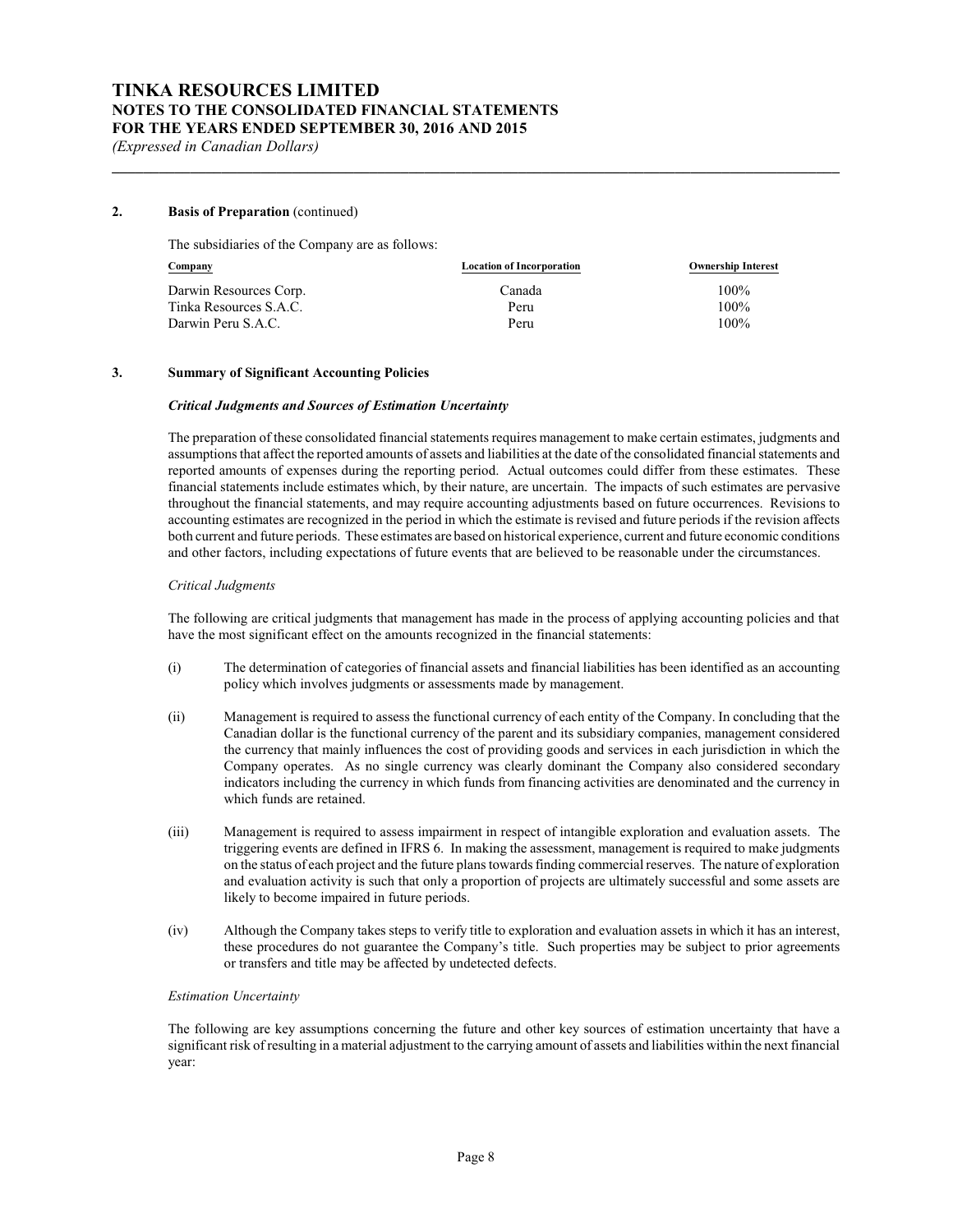## 2. Basis of Preparation (continued)

The subsidiaries of the Company are as follows:

| Company | Location of Incorporation | Ownership Interest |
|---|---|---|
| Darwin Resources Corp. | Canada | 100% |
| Tinka Resources S.A.C. | Peru | 100% |
| Darwin Peru S.A.C. | Peru | 100% |

## 3. Summary of Significant Accounting Policies

### *Critical Judgments and Sources of Estimation Uncertainty*

The preparation of these consolidated financial statements requires management to make certain estimates, judgments and assumptions that affect the reported amounts of assets and liabilities at the date of the consolidated financial statements and reported amounts of expenses during the reporting period. Actual outcomes could differ from these estimates. These financial statements include estimates which, by their nature, are uncertain. The impacts of such estimates are pervasive throughout the financial statements, and may require accounting adjustments based on future occurrences. Revisions to accounting estimates are recognized in the period in which the estimate is revised and future periods if the revision affects both current and future periods. These estimates are based on historical experience, current and future economic conditions and other factors, including expectations of future events that are believed to be reasonable under the circumstances.

*Critical Judgments*

The following are critical judgments that management has made in the process of applying accounting policies and that have the most significant effect on the amounts recognized in the financial statements:

(i) The determination of categories of financial assets and financial liabilities has been identified as an accounting policy which involves judgments or assessments made by management.

(ii) Management is required to assess the functional currency of each entity of the Company. In concluding that the Canadian dollar is the functional currency of the parent and its subsidiary companies, management considered the currency that mainly influences the cost of providing goods and services in each jurisdiction in which the Company operates. As no single currency was clearly dominant the Company also considered secondary indicators including the currency in which funds from financing activities are denominated and the currency in which funds are retained.

(iii) Management is required to assess impairment in respect of intangible exploration and evaluation assets. The triggering events are defined in IFRS 6. In making the assessment, management is required to make judgments on the status of each project and the future plans towards finding commercial reserves. The nature of exploration and evaluation activity is such that only a proportion of projects are ultimately successful and some assets are likely to become impaired in future periods.

(iv) Although the Company takes steps to verify title to exploration and evaluation assets in which it has an interest, these procedures do not guarantee the Company's title. Such properties may be subject to prior agreements or transfers and title may be affected by undetected defects.

*Estimation Uncertainty*

The following are key assumptions concerning the future and other key sources of estimation uncertainty that have a significant risk of resulting in a material adjustment to the carrying amount of assets and liabilities within the next financial year: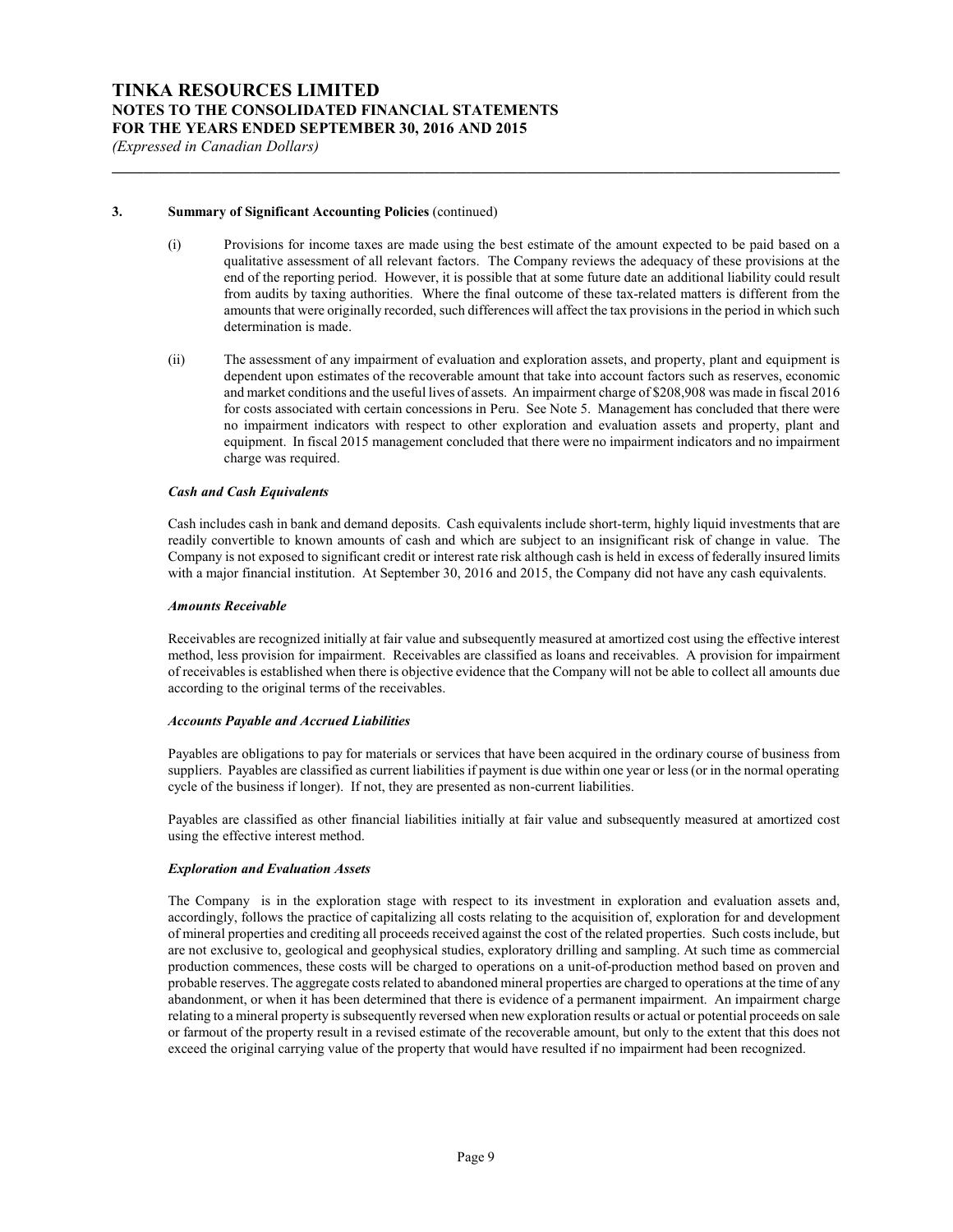### 3. Summary of Significant Accounting Policies (continued)

(i) Provisions for income taxes are made using the best estimate of the amount expected to be paid based on a qualitative assessment of all relevant factors. The Company reviews the adequacy of these provisions at the end of the reporting period. However, it is possible that at some future date an additional liability could result from audits by taxing authorities. Where the final outcome of these tax-related matters is different from the amounts that were originally recorded, such differences will affect the tax provisions in the period in which such determination is made.

(ii) The assessment of any impairment of evaluation and exploration assets, and property, plant and equipment is dependent upon estimates of the recoverable amount that take into account factors such as reserves, economic and market conditions and the useful lives of assets. An impairment charge of $208,908 was made in fiscal 2016 for costs associated with certain concessions in Peru. See Note 5. Management has concluded that there were no impairment indicators with respect to other exploration and evaluation assets and property, plant and equipment. In fiscal 2015 management concluded that there were no impairment indicators and no impairment charge was required.

***Cash and Cash Equivalents***

Cash includes cash in bank and demand deposits. Cash equivalents include short-term, highly liquid investments that are readily convertible to known amounts of cash and which are subject to an insignificant risk of change in value. The Company is not exposed to significant credit or interest rate risk although cash is held in excess of federally insured limits with a major financial institution. At September 30, 2016 and 2015, the Company did not have any cash equivalents.

***Amounts Receivable***

Receivables are recognized initially at fair value and subsequently measured at amortized cost using the effective interest method, less provision for impairment. Receivables are classified as loans and receivables. A provision for impairment of receivables is established when there is objective evidence that the Company will not be able to collect all amounts due according to the original terms of the receivables.

***Accounts Payable and Accrued Liabilities***

Payables are obligations to pay for materials or services that have been acquired in the ordinary course of business from suppliers. Payables are classified as current liabilities if payment is due within one year or less (or in the normal operating cycle of the business if longer). If not, they are presented as non-current liabilities.

Payables are classified as other financial liabilities initially at fair value and subsequently measured at amortized cost using the effective interest method.

***Exploration and Evaluation Assets***

The Company is in the exploration stage with respect to its investment in exploration and evaluation assets and, accordingly, follows the practice of capitalizing all costs relating to the acquisition of, exploration for and development of mineral properties and crediting all proceeds received against the cost of the related properties. Such costs include, but are not exclusive to, geological and geophysical studies, exploratory drilling and sampling. At such time as commercial production commences, these costs will be charged to operations on a unit-of-production method based on proven and probable reserves. The aggregate costs related to abandoned mineral properties are charged to operations at the time of any abandonment, or when it has been determined that there is evidence of a permanent impairment. An impairment charge relating to a mineral property is subsequently reversed when new exploration results or actual or potential proceeds on sale or farmout of the property result in a revised estimate of the recoverable amount, but only to the extent that this does not exceed the original carrying value of the property that would have resulted if no impairment had been recognized.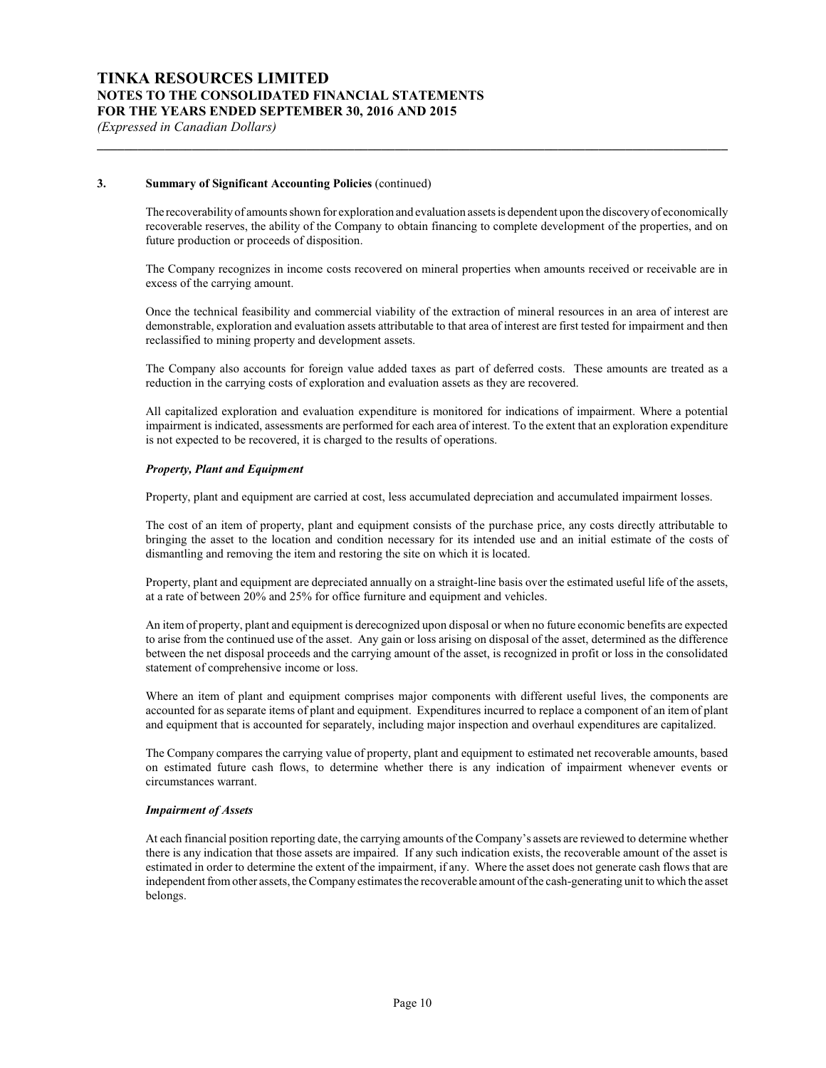### 3. Summary of Significant Accounting Policies (continued)

The recoverability of amounts shown for exploration and evaluation assets is dependent upon the discovery of economically recoverable reserves, the ability of the Company to obtain financing to complete development of the properties, and on future production or proceeds of disposition.

The Company recognizes in income costs recovered on mineral properties when amounts received or receivable are in excess of the carrying amount.

Once the technical feasibility and commercial viability of the extraction of mineral resources in an area of interest are demonstrable, exploration and evaluation assets attributable to that area of interest are first tested for impairment and then reclassified to mining property and development assets.

The Company also accounts for foreign value added taxes as part of deferred costs. These amounts are treated as a reduction in the carrying costs of exploration and evaluation assets as they are recovered.

All capitalized exploration and evaluation expenditure is monitored for indications of impairment. Where a potential impairment is indicated, assessments are performed for each area of interest. To the extent that an exploration expenditure is not expected to be recovered, it is charged to the results of operations.

***Property, Plant and Equipment***

Property, plant and equipment are carried at cost, less accumulated depreciation and accumulated impairment losses.

The cost of an item of property, plant and equipment consists of the purchase price, any costs directly attributable to bringing the asset to the location and condition necessary for its intended use and an initial estimate of the costs of dismantling and removing the item and restoring the site on which it is located.

Property, plant and equipment are depreciated annually on a straight-line basis over the estimated useful life of the assets, at a rate of between 20% and 25% for office furniture and equipment and vehicles.

An item of property, plant and equipment is derecognized upon disposal or when no future economic benefits are expected to arise from the continued use of the asset. Any gain or loss arising on disposal of the asset, determined as the difference between the net disposal proceeds and the carrying amount of the asset, is recognized in profit or loss in the consolidated statement of comprehensive income or loss.

Where an item of plant and equipment comprises major components with different useful lives, the components are accounted for as separate items of plant and equipment. Expenditures incurred to replace a component of an item of plant and equipment that is accounted for separately, including major inspection and overhaul expenditures are capitalized.

The Company compares the carrying value of property, plant and equipment to estimated net recoverable amounts, based on estimated future cash flows, to determine whether there is any indication of impairment whenever events or circumstances warrant.

***Impairment of Assets***

At each financial position reporting date, the carrying amounts of the Company's assets are reviewed to determine whether there is any indication that those assets are impaired. If any such indication exists, the recoverable amount of the asset is estimated in order to determine the extent of the impairment, if any. Where the asset does not generate cash flows that are independent from other assets, the Company estimates the recoverable amount of the cash-generating unit to which the asset belongs.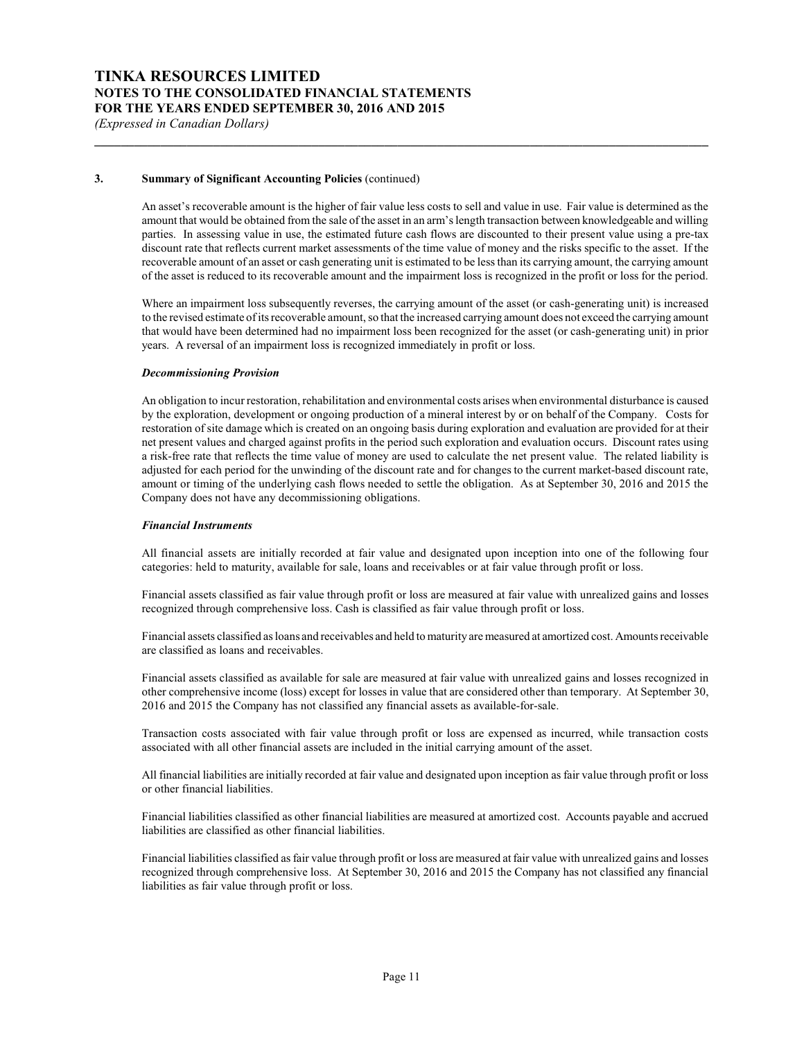### 3. Summary of Significant Accounting Policies (continued)

An asset's recoverable amount is the higher of fair value less costs to sell and value in use. Fair value is determined as the amount that would be obtained from the sale of the asset in an arm's length transaction between knowledgeable and willing parties. In assessing value in use, the estimated future cash flows are discounted to their present value using a pre-tax discount rate that reflects current market assessments of the time value of money and the risks specific to the asset. If the recoverable amount of an asset or cash generating unit is estimated to be less than its carrying amount, the carrying amount of the asset is reduced to its recoverable amount and the impairment loss is recognized in the profit or loss for the period.

Where an impairment loss subsequently reverses, the carrying amount of the asset (or cash-generating unit) is increased to the revised estimate of its recoverable amount, so that the increased carrying amount does not exceed the carrying amount that would have been determined had no impairment loss been recognized for the asset (or cash-generating unit) in prior years. A reversal of an impairment loss is recognized immediately in profit or loss.

***Decommissioning Provision***

An obligation to incur restoration, rehabilitation and environmental costs arises when environmental disturbance is caused by the exploration, development or ongoing production of a mineral interest by or on behalf of the Company. Costs for restoration of site damage which is created on an ongoing basis during exploration and evaluation are provided for at their net present values and charged against profits in the period such exploration and evaluation occurs. Discount rates using a risk-free rate that reflects the time value of money are used to calculate the net present value. The related liability is adjusted for each period for the unwinding of the discount rate and for changes to the current market-based discount rate, amount or timing of the underlying cash flows needed to settle the obligation. As at September 30, 2016 and 2015 the Company does not have any decommissioning obligations.

***Financial Instruments***

All financial assets are initially recorded at fair value and designated upon inception into one of the following four categories: held to maturity, available for sale, loans and receivables or at fair value through profit or loss.

Financial assets classified as fair value through profit or loss are measured at fair value with unrealized gains and losses recognized through comprehensive loss. Cash is classified as fair value through profit or loss.

Financial assets classified as loans and receivables and held to maturity are measured at amortized cost. Amounts receivable are classified as loans and receivables.

Financial assets classified as available for sale are measured at fair value with unrealized gains and losses recognized in other comprehensive income (loss) except for losses in value that are considered other than temporary. At September 30, 2016 and 2015 the Company has not classified any financial assets as available-for-sale.

Transaction costs associated with fair value through profit or loss are expensed as incurred, while transaction costs associated with all other financial assets are included in the initial carrying amount of the asset.

All financial liabilities are initially recorded at fair value and designated upon inception as fair value through profit or loss or other financial liabilities.

Financial liabilities classified as other financial liabilities are measured at amortized cost. Accounts payable and accrued liabilities are classified as other financial liabilities.

Financial liabilities classified as fair value through profit or loss are measured at fair value with unrealized gains and losses recognized through comprehensive loss. At September 30, 2016 and 2015 the Company has not classified any financial liabilities as fair value through profit or loss.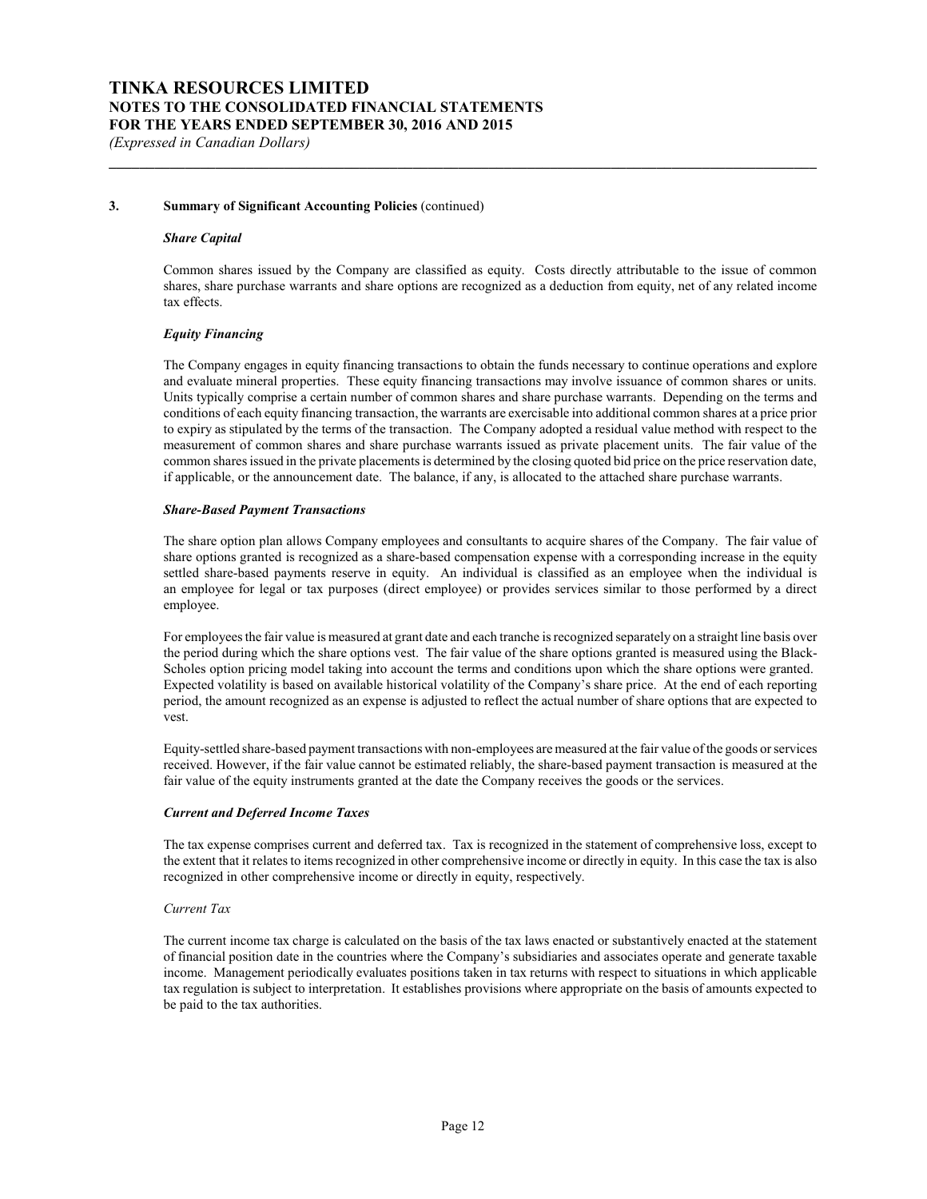## 3. Summary of Significant Accounting Policies (continued)

### *Share Capital*

Common shares issued by the Company are classified as equity. Costs directly attributable to the issue of common shares, share purchase warrants and share options are recognized as a deduction from equity, net of any related income tax effects.

### *Equity Financing*

The Company engages in equity financing transactions to obtain the funds necessary to continue operations and explore and evaluate mineral properties. These equity financing transactions may involve issuance of common shares or units. Units typically comprise a certain number of common shares and share purchase warrants. Depending on the terms and conditions of each equity financing transaction, the warrants are exercisable into additional common shares at a price prior to expiry as stipulated by the terms of the transaction. The Company adopted a residual value method with respect to the measurement of common shares and share purchase warrants issued as private placement units. The fair value of the common shares issued in the private placements is determined by the closing quoted bid price on the price reservation date, if applicable, or the announcement date. The balance, if any, is allocated to the attached share purchase warrants.

### *Share-Based Payment Transactions*

The share option plan allows Company employees and consultants to acquire shares of the Company. The fair value of share options granted is recognized as a share-based compensation expense with a corresponding increase in the equity settled share-based payments reserve in equity. An individual is classified as an employee when the individual is an employee for legal or tax purposes (direct employee) or provides services similar to those performed by a direct employee.

For employees the fair value is measured at grant date and each tranche is recognized separately on a straight line basis over the period during which the share options vest. The fair value of the share options granted is measured using the Black-Scholes option pricing model taking into account the terms and conditions upon which the share options were granted. Expected volatility is based on available historical volatility of the Company's share price. At the end of each reporting period, the amount recognized as an expense is adjusted to reflect the actual number of share options that are expected to vest.

Equity-settled share-based payment transactions with non-employees are measured at the fair value of the goods or services received. However, if the fair value cannot be estimated reliably, the share-based payment transaction is measured at the fair value of the equity instruments granted at the date the Company receives the goods or the services.

### *Current and Deferred Income Taxes*

The tax expense comprises current and deferred tax. Tax is recognized in the statement of comprehensive loss, except to the extent that it relates to items recognized in other comprehensive income or directly in equity. In this case the tax is also recognized in other comprehensive income or directly in equity, respectively.

*Current Tax*

The current income tax charge is calculated on the basis of the tax laws enacted or substantively enacted at the statement of financial position date in the countries where the Company's subsidiaries and associates operate and generate taxable income. Management periodically evaluates positions taken in tax returns with respect to situations in which applicable tax regulation is subject to interpretation. It establishes provisions where appropriate on the basis of amounts expected to be paid to the tax authorities.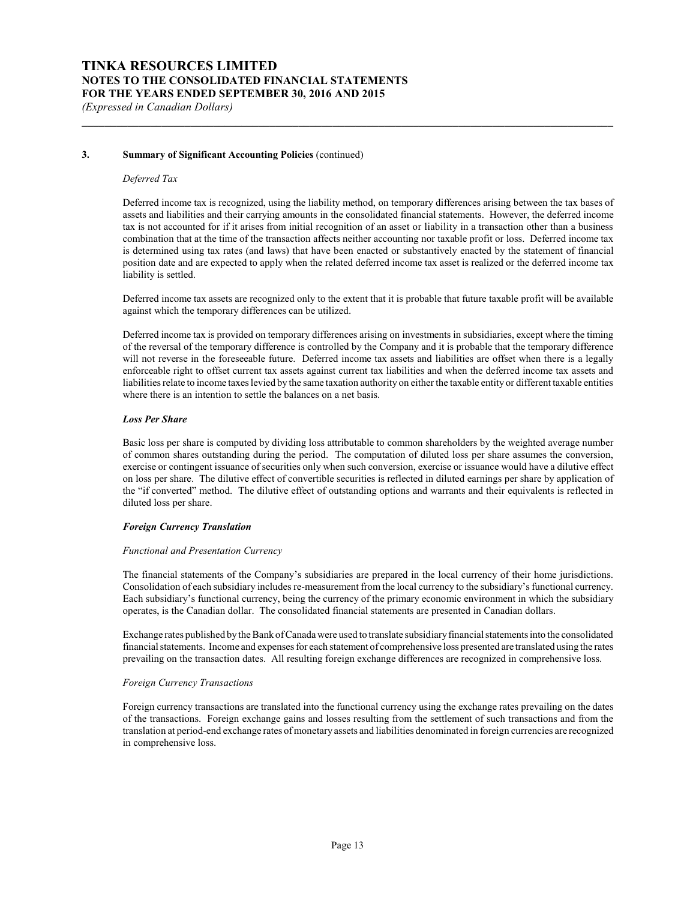## 3. Summary of Significant Accounting Policies (continued)

*Deferred Tax*

Deferred income tax is recognized, using the liability method, on temporary differences arising between the tax bases of assets and liabilities and their carrying amounts in the consolidated financial statements. However, the deferred income tax is not accounted for if it arises from initial recognition of an asset or liability in a transaction other than a business combination that at the time of the transaction affects neither accounting nor taxable profit or loss. Deferred income tax is determined using tax rates (and laws) that have been enacted or substantively enacted by the statement of financial position date and are expected to apply when the related deferred income tax asset is realized or the deferred income tax liability is settled.

Deferred income tax assets are recognized only to the extent that it is probable that future taxable profit will be available against which the temporary differences can be utilized.

Deferred income tax is provided on temporary differences arising on investments in subsidiaries, except where the timing of the reversal of the temporary difference is controlled by the Company and it is probable that the temporary difference will not reverse in the foreseeable future. Deferred income tax assets and liabilities are offset when there is a legally enforceable right to offset current tax assets against current tax liabilities and when the deferred income tax assets and liabilities relate to income taxes levied by the same taxation authority on either the taxable entity or different taxable entities where there is an intention to settle the balances on a net basis.

***Loss Per Share***

Basic loss per share is computed by dividing loss attributable to common shareholders by the weighted average number of common shares outstanding during the period. The computation of diluted loss per share assumes the conversion, exercise or contingent issuance of securities only when such conversion, exercise or issuance would have a dilutive effect on loss per share. The dilutive effect of convertible securities is reflected in diluted earnings per share by application of the "if converted" method. The dilutive effect of outstanding options and warrants and their equivalents is reflected in diluted loss per share.

***Foreign Currency Translation***

*Functional and Presentation Currency*

The financial statements of the Company's subsidiaries are prepared in the local currency of their home jurisdictions. Consolidation of each subsidiary includes re-measurement from the local currency to the subsidiary's functional currency. Each subsidiary's functional currency, being the currency of the primary economic environment in which the subsidiary operates, is the Canadian dollar. The consolidated financial statements are presented in Canadian dollars.

Exchange rates published by the Bank of Canada were used to translate subsidiary financial statements into the consolidated financial statements. Income and expenses for each statement of comprehensive loss presented are translated using the rates prevailing on the transaction dates. All resulting foreign exchange differences are recognized in comprehensive loss.

*Foreign Currency Transactions*

Foreign currency transactions are translated into the functional currency using the exchange rates prevailing on the dates of the transactions. Foreign exchange gains and losses resulting from the settlement of such transactions and from the translation at period-end exchange rates of monetary assets and liabilities denominated in foreign currencies are recognized in comprehensive loss.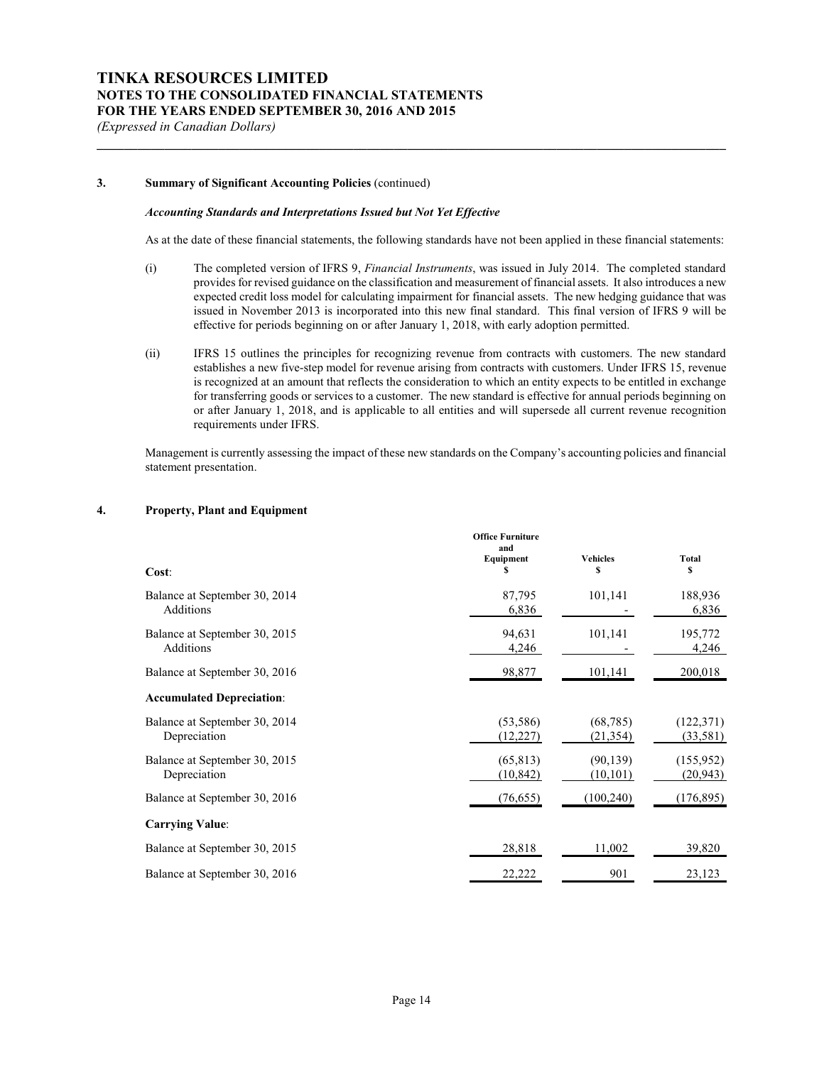### 3. Summary of Significant Accounting Policies (continued)

***Accounting Standards and Interpretations Issued but Not Yet Effective***

As at the date of these financial statements, the following standards have not been applied in these financial statements:

(i) The completed version of IFRS 9, *Financial Instruments*, was issued in July 2014. The completed standard provides for revised guidance on the classification and measurement of financial assets. It also introduces a new expected credit loss model for calculating impairment for financial assets. The new hedging guidance that was issued in November 2013 is incorporated into this new final standard. This final version of IFRS 9 will be effective for periods beginning on or after January 1, 2018, with early adoption permitted.

(ii) IFRS 15 outlines the principles for recognizing revenue from contracts with customers. The new standard establishes a new five-step model for revenue arising from contracts with customers. Under IFRS 15, revenue is recognized at an amount that reflects the consideration to which an entity expects to be entitled in exchange for transferring goods or services to a customer. The new standard is effective for annual periods beginning on or after January 1, 2018, and is applicable to all entities and will supersede all current revenue recognition requirements under IFRS.

Management is currently assessing the impact of these new standards on the Company's accounting policies and financial statement presentation.

### 4. Property, Plant and Equipment

| Cost: | Office Furniture and Equipment $ | Vehicles $ | Total $ |
|---|---|---|---|
| Balance at September 30, 2014 | 87,795 | 101,141 | 188,936 |
| Additions | 6,836 | - | 6,836 |
| Balance at September 30, 2015 | 94,631 | 101,141 | 195,772 |
| Additions | 4,246 | - | 4,246 |
| Balance at September 30, 2016 | 98,877 | 101,141 | 200,018 |
| **Accumulated Depreciation**: | | | |
| Balance at September 30, 2014 | (53,586) | (68,785) | (122,371) |
| Depreciation | (12,227) | (21,354) | (33,581) |
| Balance at September 30, 2015 | (65,813) | (90,139) | (155,952) |
| Depreciation | (10,842) | (10,101) | (20,943) |
| Balance at September 30, 2016 | (76,655) | (100,240) | (176,895) |
| **Carrying Value**: | | | |
| Balance at September 30, 2015 | 28,818 | 11,002 | 39,820 |
| Balance at September 30, 2016 | 22,222 | 901 | 23,123 |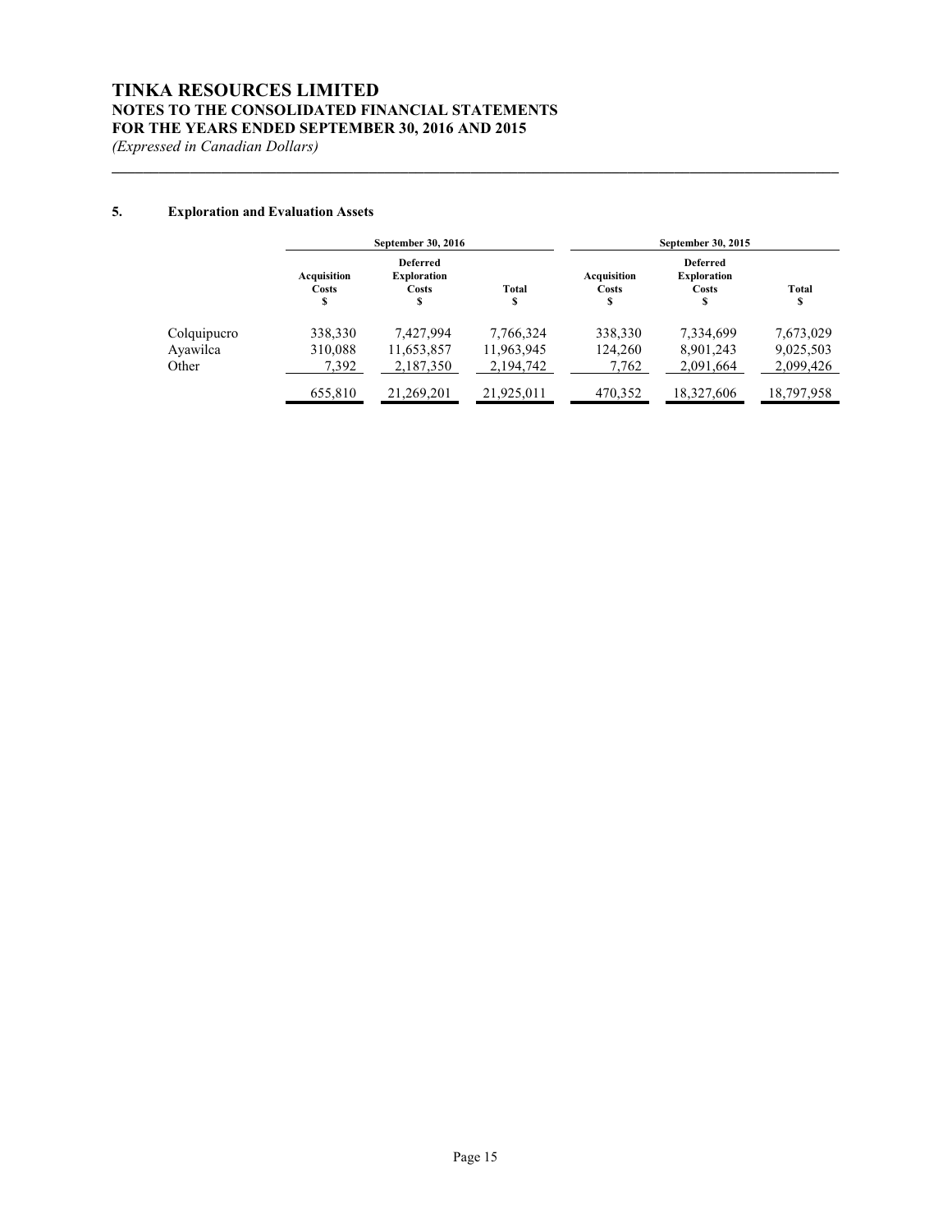**TINKA RESOURCES LIMITED**
**NOTES TO THE CONSOLIDATED FINANCIAL STATEMENTS**
**FOR THE YEARS ENDED SEPTEMBER 30, 2016 AND 2015**
*(Expressed in Canadian Dollars)*

## 5. Exploration and Evaluation Assets

| | September 30, 2016 | | | September 30, 2015 | | |
|---|---|---|---|---|---|---|
| | Acquisition Costs $ | Deferred Exploration Costs $ | Total $ | Acquisition Costs $ | Deferred Exploration Costs $ | Total $ |
| Colquipucro | 338,330 | 7,427,994 | 7,766,324 | 338,330 | 7,334,699 | 7,673,029 |
| Ayawilca | 310,088 | 11,653,857 | 11,963,945 | 124,260 | 8,901,243 | 9,025,503 |
| Other | 7,392 | 2,187,350 | 2,194,742 | 7,762 | 2,091,664 | 2,099,426 |
| | 655,810 | 21,269,201 | 21,925,011 | 470,352 | 18,327,606 | 18,797,958 |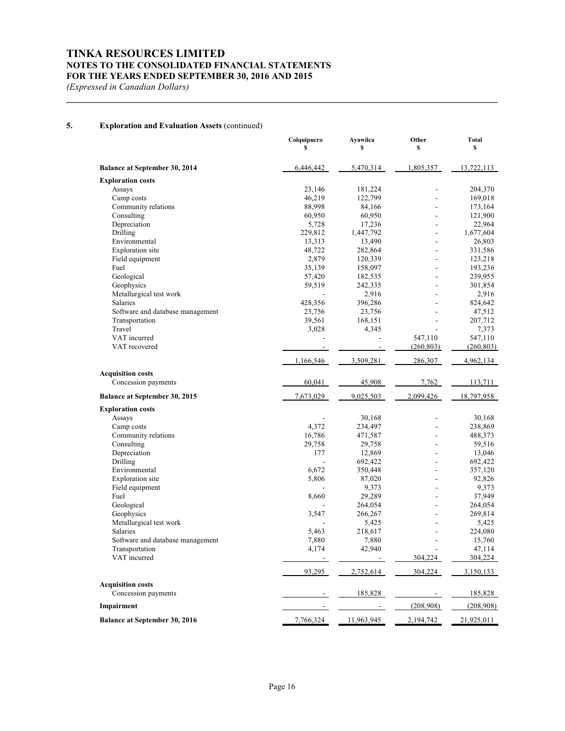## 5. Exploration and Evaluation Assets (continued)

| | Colquipucro $ | Ayawilca $ | Other $ | Total $ |
|---|---|---|---|---|
| **Balance at September 30, 2014** | 6,446,442 | 5,470,314 | 1,805,357 | 13,722,113 |
| **Exploration costs** | | | | |
| Assays | 23,146 | 181,224 | - | 204,370 |
| Camp costs | 46,219 | 122,799 | - | 169,018 |
| Community relations | 88,998 | 84,166 | - | 173,164 |
| Consulting | 60,950 | 60,950 | - | 121,900 |
| Depreciation | 5,728 | 17,236 | - | 22,964 |
| Drilling | 229,812 | 1,447,792 | - | 1,677,604 |
| Environmental | 13,313 | 13,490 | - | 26,803 |
| Exploration site | 48,722 | 282,864 | - | 331,586 |
| Field equipment | 2,879 | 120,339 | - | 123,218 |
| Fuel | 35,139 | 158,097 | - | 193,236 |
| Geological | 57,420 | 182,535 | - | 239,955 |
| Geophysics | 59,519 | 242,335 | - | 301,854 |
| Metallurgical test work | - | 2,916 | - | 2,916 |
| Salaries | 428,356 | 396,286 | - | 824,642 |
| Software and database management | 23,756 | 23,756 | - | 47,512 |
| Transportation | 39,561 | 168,151 | - | 207,712 |
| Travel | 3,028 | 4,345 | - | 7,373 |
| VAT incurred | - | - | 547,110 | 547,110 |
| VAT recovered | - | - | (260,803) | (260,803) |
| | 1,166,546 | 3,509,281 | 286,307 | 4,962,134 |
| **Acquisition costs** | | | | |
| Concession payments | 60,041 | 45,908 | 7,762 | 113,711 |
| **Balance at September 30, 2015** | 7,673,029 | 9,025,503 | 2,099,426 | 18,797,958 |
| **Exploration costs** | | | | |
| Assays | - | 30,168 | - | 30,168 |
| Camp costs | 4,372 | 234,497 | - | 238,869 |
| Community relations | 16,786 | 471,587 | - | 488,373 |
| Consulting | 29,758 | 29,758 | - | 59,516 |
| Depreciation | 177 | 12,869 | - | 13,046 |
| Drilling | - | 692,422 | - | 692,422 |
| Environmental | 6,672 | 350,448 | - | 357,120 |
| Exploration site | 5,806 | 87,020 | - | 92,826 |
| Field equipment | - | 9,373 | - | 9,373 |
| Fuel | 8,660 | 29,289 | - | 37,949 |
| Geological | - | 264,054 | - | 264,054 |
| Geophysics | 3,547 | 266,267 | - | 269,814 |
| Metallurgical test work | - | 5,425 | - | 5,425 |
| Salaries | 5,463 | 218,617 | - | 224,080 |
| Software and database management | 7,880 | 7,880 | - | 15,760 |
| Transportation | 4,174 | 42,940 | - | 47,114 |
| VAT incurred | - | - | 304,224 | 304,224 |
| | 93,295 | 2,752,614 | 304,224 | 3,150,133 |
| **Acquisition costs** | | | | |
| Concession payments | - | 185,828 | - | 185,828 |
| **Impairment** | - | - | (208,908) | (208,908) |
| **Balance at September 30, 2016** | 7,766,324 | 11,963,945 | 2,194,742 | 21,925,011 |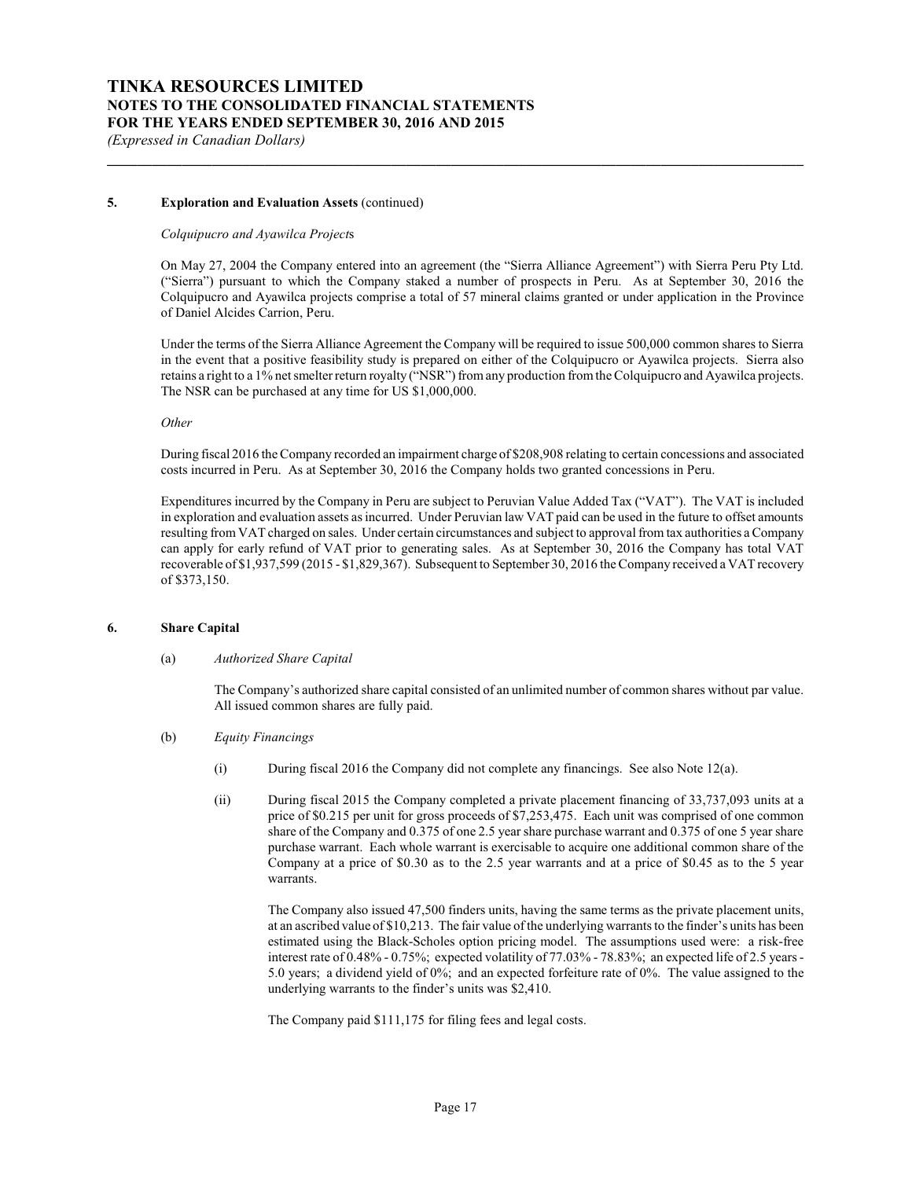#### 5. Exploration and Evaluation Assets (continued)

*Colquipucro and Ayawilca Projects*

On May 27, 2004 the Company entered into an agreement (the "Sierra Alliance Agreement") with Sierra Peru Pty Ltd. ("Sierra") pursuant to which the Company staked a number of prospects in Peru. As at September 30, 2016 the Colquipucro and Ayawilca projects comprise a total of 57 mineral claims granted or under application in the Province of Daniel Alcides Carrion, Peru.

Under the terms of the Sierra Alliance Agreement the Company will be required to issue 500,000 common shares to Sierra in the event that a positive feasibility study is prepared on either of the Colquipucro or Ayawilca projects. Sierra also retains a right to a 1% net smelter return royalty ("NSR") from any production from the Colquipucro and Ayawilca projects. The NSR can be purchased at any time for US $1,000,000.

*Other*

During fiscal 2016 the Company recorded an impairment charge of $208,908 relating to certain concessions and associated costs incurred in Peru. As at September 30, 2016 the Company holds two granted concessions in Peru.

Expenditures incurred by the Company in Peru are subject to Peruvian Value Added Tax ("VAT"). The VAT is included in exploration and evaluation assets as incurred. Under Peruvian law VAT paid can be used in the future to offset amounts resulting from VAT charged on sales. Under certain circumstances and subject to approval from tax authorities a Company can apply for early refund of VAT prior to generating sales. As at September 30, 2016 the Company has total VAT recoverable of $1,937,599 (2015 - $1,829,367). Subsequent to September 30, 2016 the Company received a VAT recovery of $373,150.

#### 6. Share Capital

(a) *Authorized Share Capital*

The Company's authorized share capital consisted of an unlimited number of common shares without par value. All issued common shares are fully paid.

(b) *Equity Financings*

(i) During fiscal 2016 the Company did not complete any financings. See also Note 12(a).

(ii) During fiscal 2015 the Company completed a private placement financing of 33,737,093 units at a price of $0.215 per unit for gross proceeds of $7,253,475. Each unit was comprised of one common share of the Company and 0.375 of one 2.5 year share purchase warrant and 0.375 of one 5 year share purchase warrant. Each whole warrant is exercisable to acquire one additional common share of the Company at a price of $0.30 as to the 2.5 year warrants and at a price of $0.45 as to the 5 year warrants.

The Company also issued 47,500 finders units, having the same terms as the private placement units, at an ascribed value of $10,213. The fair value of the underlying warrants to the finder's units has been estimated using the Black-Scholes option pricing model. The assumptions used were: a risk-free interest rate of 0.48% - 0.75%; expected volatility of 77.03% - 78.83%; an expected life of 2.5 years - 5.0 years; a dividend yield of 0%; and an expected forfeiture rate of 0%. The value assigned to the underlying warrants to the finder's units was $2,410.

The Company paid $111,175 for filing fees and legal costs.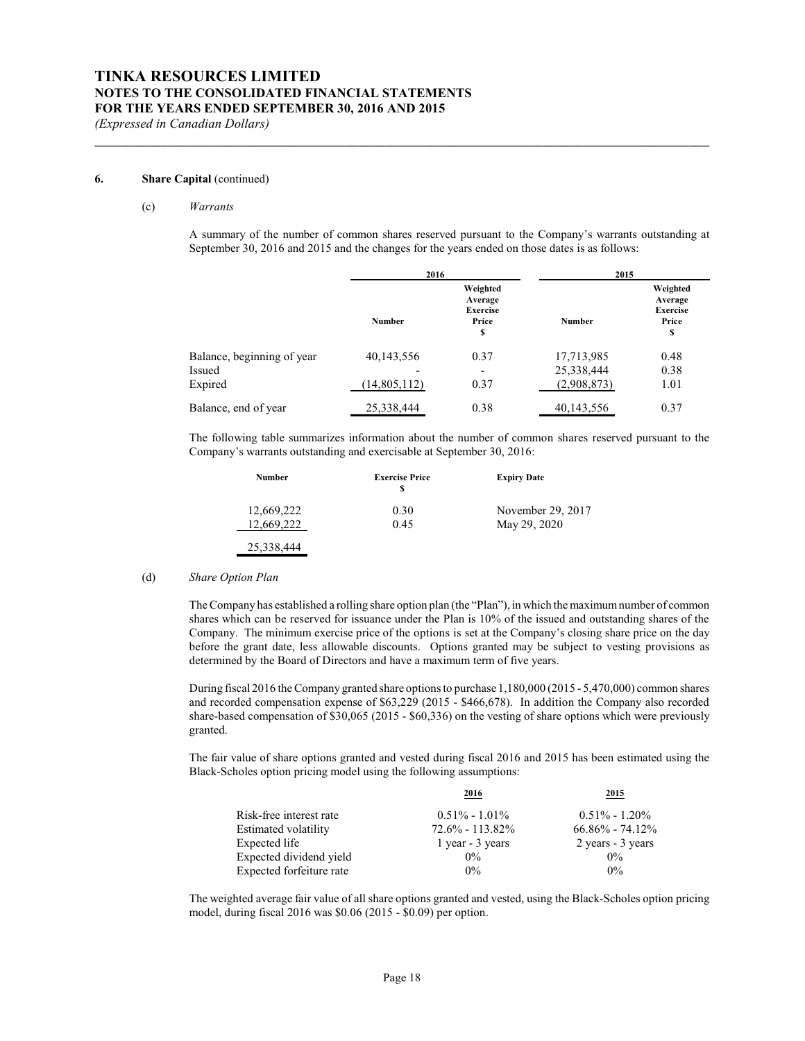### 6. Share Capital (continued)

(c) *Warrants*

A summary of the number of common shares reserved pursuant to the Company's warrants outstanding at September 30, 2016 and 2015 and the changes for the years ended on those dates is as follows:

| | 2016 | | 2015 | |
|---|---|---|---|---|
| | Number | Weighted Average Exercise Price $ | Number | Weighted Average Exercise Price $ |
| Balance, beginning of year | 40,143,556 | 0.37 | 17,713,985 | 0.48 |
| Issued | - | - | 25,338,444 | 0.38 |
| Expired | (14,805,112) | 0.37 | (2,908,873) | 1.01 |
| Balance, end of year | 25,338,444 | 0.38 | 40,143,556 | 0.37 |

The following table summarizes information about the number of common shares reserved pursuant to the Company's warrants outstanding and exercisable at September 30, 2016:

| Number | Exercise Price $ | Expiry Date |
|---|---|---|
| 12,669,222 | 0.30 | November 29, 2017 |
| 12,669,222 | 0.45 | May 29, 2020 |
| 25,338,444 | | |

(d) *Share Option Plan*

The Company has established a rolling share option plan (the "Plan"), in which the maximum number of common shares which can be reserved for issuance under the Plan is 10% of the issued and outstanding shares of the Company. The minimum exercise price of the options is set at the Company's closing share price on the day before the grant date, less allowable discounts. Options granted may be subject to vesting provisions as determined by the Board of Directors and have a maximum term of five years.

During fiscal 2016 the Company granted share options to purchase 1,180,000 (2015 - 5,470,000) common shares and recorded compensation expense of $63,229 (2015 - $466,678). In addition the Company also recorded share-based compensation of $30,065 (2015 - $60,336) on the vesting of share options which were previously granted.

The fair value of share options granted and vested during fiscal 2016 and 2015 has been estimated using the Black-Scholes option pricing model using the following assumptions:

| | 2016 | 2015 |
|---|---|---|
| Risk-free interest rate | 0.51% - 1.01% | 0.51% - 1.20% |
| Estimated volatility | 72.6% - 113.82% | 66.86% - 74.12% |
| Expected life | 1 year - 3 years | 2 years - 3 years |
| Expected dividend yield | 0% | 0% |
| Expected forfeiture rate | 0% | 0% |

The weighted average fair value of all share options granted and vested, using the Black-Scholes option pricing model, during fiscal 2016 was $0.06 (2015 - $0.09) per option.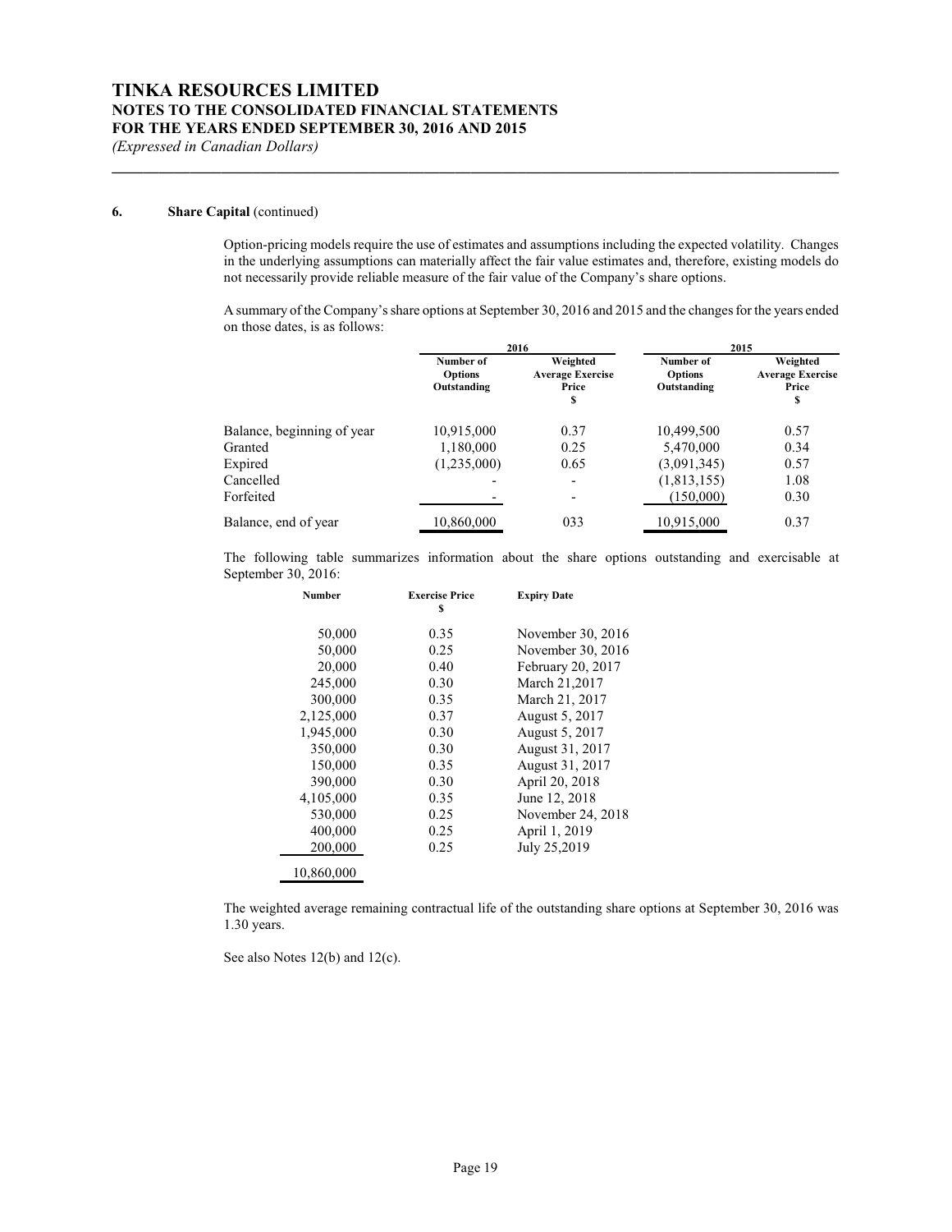**6. Share Capital** (continued)

Option-pricing models require the use of estimates and assumptions including the expected volatility. Changes in the underlying assumptions can materially affect the fair value estimates and, therefore, existing models do not necessarily provide reliable measure of the fair value of the Company's share options.

A summary of the Company's share options at September 30, 2016 and 2015 and the changes for the years ended on those dates, is as follows:

| | 2016 | | 2015 | |
|---|---|---|---|---|
| | Number of Options Outstanding | Weighted Average Exercise Price $ | Number of Options Outstanding | Weighted Average Exercise Price $ |
| Balance, beginning of year | 10,915,000 | 0.37 | 10,499,500 | 0.57 |
| Granted | 1,180,000 | 0.25 | 5,470,000 | 0.34 |
| Expired | (1,235,000) | 0.65 | (3,091,345) | 0.57 |
| Cancelled | - | - | (1,813,155) | 1.08 |
| Forfeited | - | - | (150,000) | 0.30 |
| Balance, end of year | 10,860,000 | 033 | 10,915,000 | 0.37 |

The following table summarizes information about the share options outstanding and exercisable at September 30, 2016:

| Number | Exercise Price $ | Expiry Date |
|---|---|---|
| 50,000 | 0.35 | November 30, 2016 |
| 50,000 | 0.25 | November 30, 2016 |
| 20,000 | 0.40 | February 20, 2017 |
| 245,000 | 0.30 | March 21,2017 |
| 300,000 | 0.35 | March 21, 2017 |
| 2,125,000 | 0.37 | August 5, 2017 |
| 1,945,000 | 0.30 | August 5, 2017 |
| 350,000 | 0.30 | August 31, 2017 |
| 150,000 | 0.35 | August 31, 2017 |
| 390,000 | 0.30 | April 20, 2018 |
| 4,105,000 | 0.35 | June 12, 2018 |
| 530,000 | 0.25 | November 24, 2018 |
| 400,000 | 0.25 | April 1, 2019 |
| 200,000 | 0.25 | July 25,2019 |
| 10,860,000 | | |

The weighted average remaining contractual life of the outstanding share options at September 30, 2016 was 1.30 years.

See also Notes 12(b) and 12(c).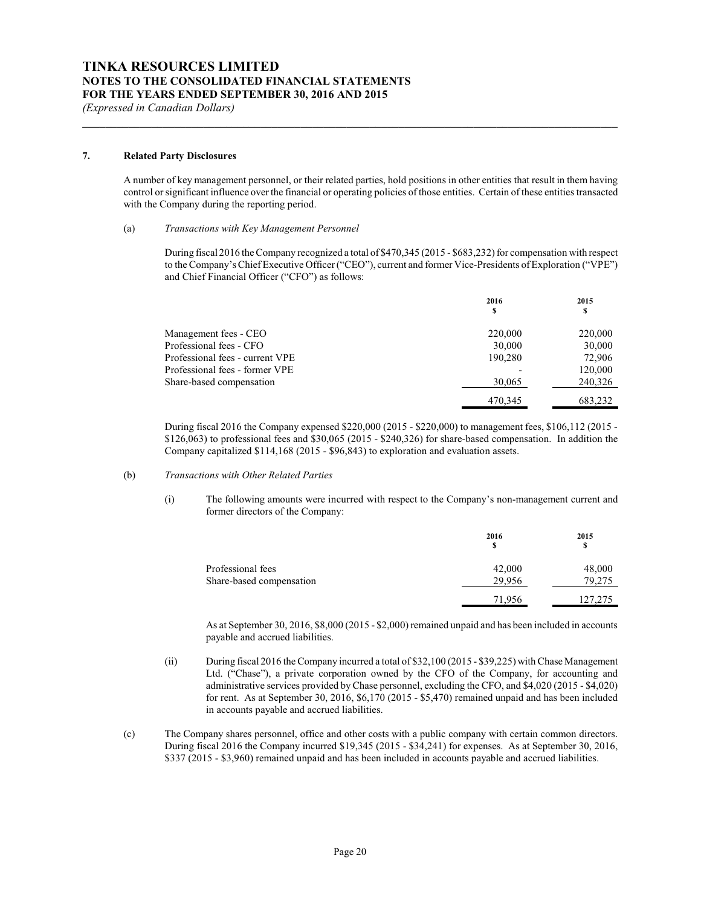### 7. Related Party Disclosures

A number of key management personnel, or their related parties, hold positions in other entities that result in them having control or significant influence over the financial or operating policies of those entities. Certain of these entities transacted with the Company during the reporting period.

(a) *Transactions with Key Management Personnel*

During fiscal 2016 the Company recognized a total of $470,345 (2015 - $683,232) for compensation with respect to the Company's Chief Executive Officer ("CEO"), current and former Vice-Presidents of Exploration ("VPE") and Chief Financial Officer ("CFO") as follows:

| | 2016 $ | 2015 $ |
|---|---|---|
| Management fees - CEO | 220,000 | 220,000 |
| Professional fees - CFO | 30,000 | 30,000 |
| Professional fees - current VPE | 190,280 | 72,906 |
| Professional fees - former VPE | - | 120,000 |
| Share-based compensation | 30,065 | 240,326 |
| | 470,345 | 683,232 |

During fiscal 2016 the Company expensed $220,000 (2015 - $220,000) to management fees, $106,112 (2015 - $126,063) to professional fees and $30,065 (2015 - $240,326) for share-based compensation. In addition the Company capitalized $114,168 (2015 - $96,843) to exploration and evaluation assets.

(b) *Transactions with Other Related Parties*

(i) The following amounts were incurred with respect to the Company's non-management current and former directors of the Company:

| | 2016 $ | 2015 $ |
|---|---|---|
| Professional fees | 42,000 | 48,000 |
| Share-based compensation | 29,956 | 79,275 |
| | 71,956 | 127,275 |

As at September 30, 2016, $8,000 (2015 - $2,000) remained unpaid and has been included in accounts payable and accrued liabilities.

(ii) During fiscal 2016 the Company incurred a total of $32,100 (2015 - $39,225) with Chase Management Ltd. ("Chase"), a private corporation owned by the CFO of the Company, for accounting and administrative services provided by Chase personnel, excluding the CFO, and $4,020 (2015 - $4,020) for rent. As at September 30, 2016, $6,170 (2015 - $5,470) remained unpaid and has been included in accounts payable and accrued liabilities.

(c) The Company shares personnel, office and other costs with a public company with certain common directors. During fiscal 2016 the Company incurred $19,345 (2015 - $34,241) for expenses. As at September 30, 2016, $337 (2015 - $3,960) remained unpaid and has been included in accounts payable and accrued liabilities.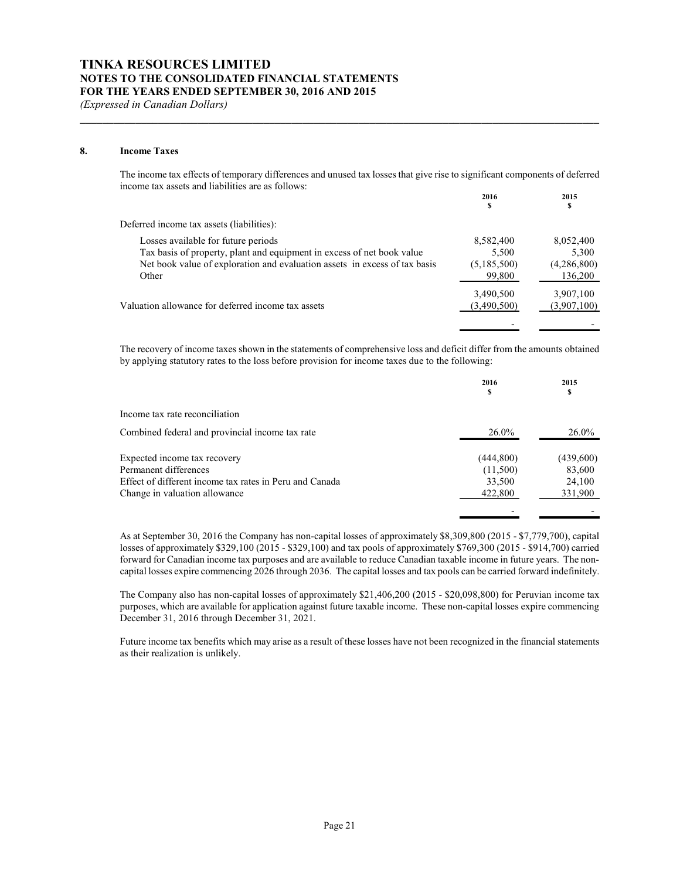# TINKA RESOURCES LIMITED
## NOTES TO THE CONSOLIDATED FINANCIAL STATEMENTS
## FOR THE YEARS ENDED SEPTEMBER 30, 2016 AND 2015
*(Expressed in Canadian Dollars)*

### 8. Income Taxes

The income tax effects of temporary differences and unused tax losses that give rise to significant components of deferred income tax assets and liabilities are as follows:

| | 2016<br>$ | 2015<br>$ |
|---|---|---|
| Deferred income tax assets (liabilities): | | |
| Losses available for future periods | 8,582,400 | 8,052,400 |
| Tax basis of property, plant and equipment in excess of net book value | 5,500 | 5,300 |
| Net book value of exploration and evaluation assets in excess of tax basis | (5,185,500) | (4,286,800) |
| Other | 99,800 | 136,200 |
| | 3,490,500 | 3,907,100 |
| Valuation allowance for deferred income tax assets | (3,490,500) | (3,907,100) |
| | - | - |

The recovery of income taxes shown in the statements of comprehensive loss and deficit differ from the amounts obtained by applying statutory rates to the loss before provision for income taxes due to the following:

| | 2016<br>$ | 2015<br>$ |
|---|---|---|
| Income tax rate reconciliation | | |
| Combined federal and provincial income tax rate | 26.0% | 26.0% |
| Expected income tax recovery | (444,800) | (439,600) |
| Permanent differences | (11,500) | 83,600 |
| Effect of different income tax rates in Peru and Canada | 33,500 | 24,100 |
| Change in valuation allowance | 422,800 | 331,900 |
| | - | - |

As at September 30, 2016 the Company has non-capital losses of approximately $8,309,800 (2015 - $7,779,700), capital losses of approximately $329,100 (2015 - $329,100) and tax pools of approximately $769,300 (2015 - $914,700) carried forward for Canadian income tax purposes and are available to reduce Canadian taxable income in future years. The non-capital losses expire commencing 2026 through 2036. The capital losses and tax pools can be carried forward indefinitely.

The Company also has non-capital losses of approximately $21,406,200 (2015 - $20,098,800) for Peruvian income tax purposes, which are available for application against future taxable income. These non-capital losses expire commencing December 31, 2016 through December 31, 2021.

Future income tax benefits which may arise as a result of these losses have not been recognized in the financial statements as their realization is unlikely.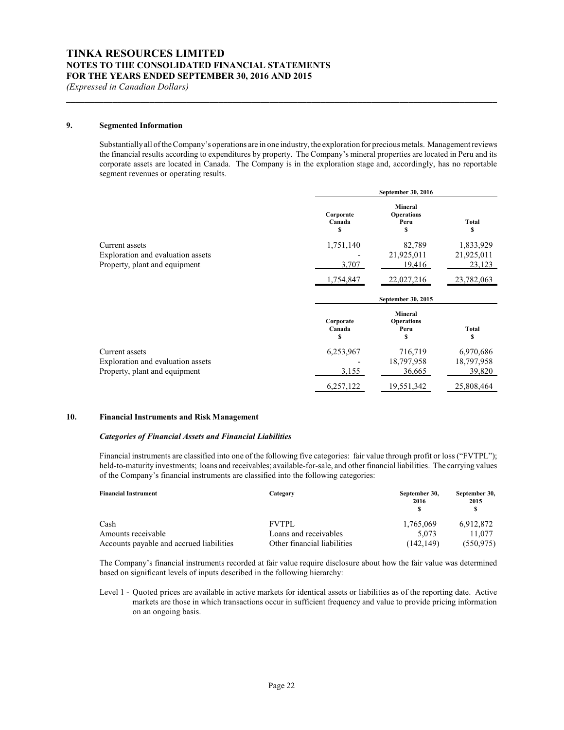## 9. Segmented Information

Substantially all of the Company's operations are in one industry, the exploration for precious metals. Management reviews the financial results according to expenditures by property. The Company's mineral properties are located in Peru and its corporate assets are located in Canada. The Company is in the exploration stage and, accordingly, has no reportable segment revenues or operating results.

| | September 30, 2016 | | |
|---|---|---|---|
| | Corporate Canada $ | Mineral Operations Peru $ | Total $ |
| Current assets | 1,751,140 | 82,789 | 1,833,929 |
| Exploration and evaluation assets | - | 21,925,011 | 21,925,011 |
| Property, plant and equipment | 3,707 | 19,416 | 23,123 |
| | 1,754,847 | 22,027,216 | 23,782,063 |

| | September 30, 2015 | | |
|---|---|---|---|
| | Corporate Canada $ | Mineral Operations Peru $ | Total $ |
| Current assets | 6,253,967 | 716,719 | 6,970,686 |
| Exploration and evaluation assets | - | 18,797,958 | 18,797,958 |
| Property, plant and equipment | 3,155 | 36,665 | 39,820 |
| | 6,257,122 | 19,551,342 | 25,808,464 |

## 10. Financial Instruments and Risk Management

### *Categories of Financial Assets and Financial Liabilities*

Financial instruments are classified into one of the following five categories: fair value through profit or loss ("FVTPL"); held-to-maturity investments; loans and receivables; available-for-sale, and other financial liabilities. The carrying values of the Company's financial instruments are classified into the following categories:

| Financial Instrument | Category | September 30, 2016 $ | September 30, 2015 $ |
|---|---|---|---|
| Cash | FVTPL | 1,765,069 | 6,912,872 |
| Amounts receivable | Loans and receivables | 5,073 | 11,077 |
| Accounts payable and accrued liabilities | Other financial liabilities | (142,149) | (550,975) |

The Company's financial instruments recorded at fair value require disclosure about how the fair value was determined based on significant levels of inputs described in the following hierarchy:

Level 1 - Quoted prices are available in active markets for identical assets or liabilities as of the reporting date. Active markets are those in which transactions occur in sufficient frequency and value to provide pricing information on an ongoing basis.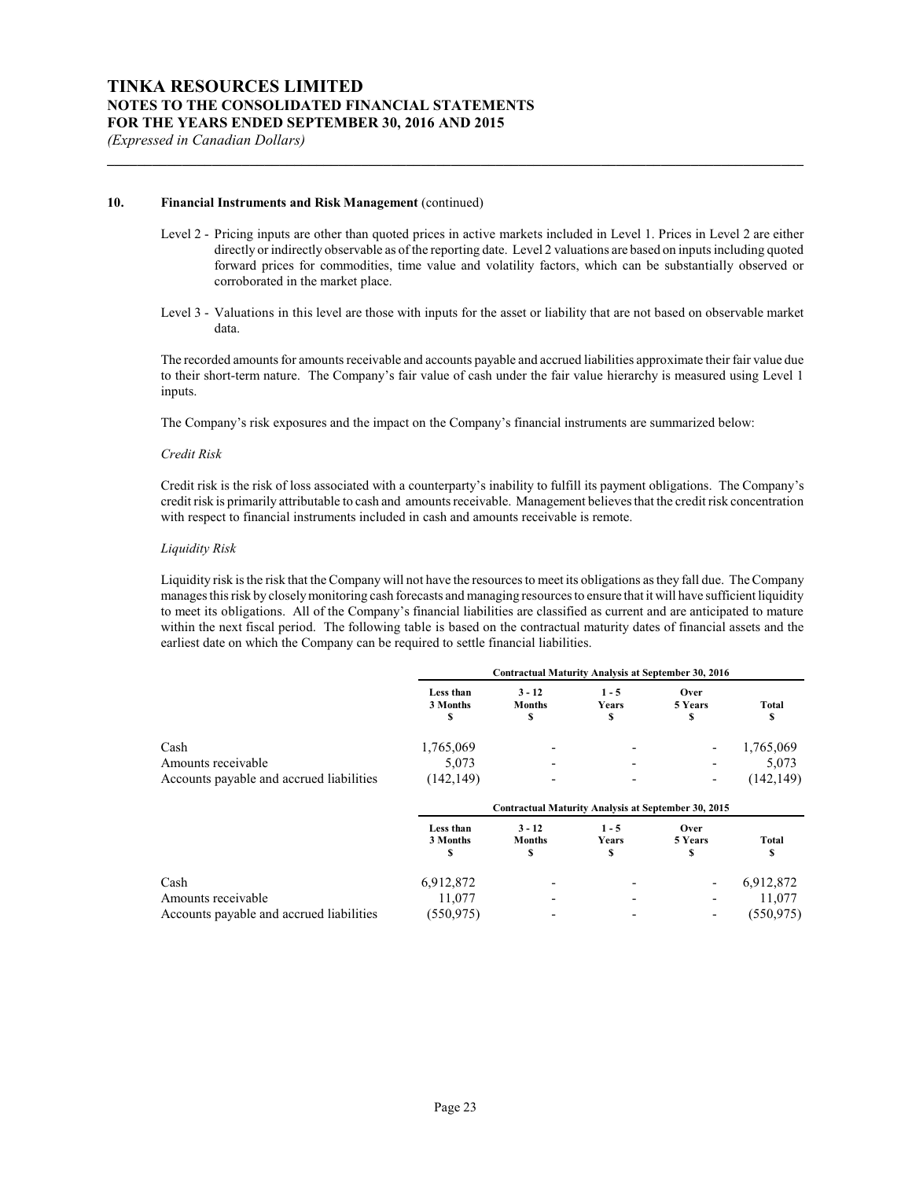## 10. Financial Instruments and Risk Management (continued)

Level 2 - Pricing inputs are other than quoted prices in active markets included in Level 1. Prices in Level 2 are either directly or indirectly observable as of the reporting date. Level 2 valuations are based on inputs including quoted forward prices for commodities, time value and volatility factors, which can be substantially observed or corroborated in the market place.

Level 3 - Valuations in this level are those with inputs for the asset or liability that are not based on observable market data.

The recorded amounts for amounts receivable and accounts payable and accrued liabilities approximate their fair value due to their short-term nature. The Company's fair value of cash under the fair value hierarchy is measured using Level 1 inputs.

The Company's risk exposures and the impact on the Company's financial instruments are summarized below:

*Credit Risk*

Credit risk is the risk of loss associated with a counterparty's inability to fulfill its payment obligations. The Company's credit risk is primarily attributable to cash and amounts receivable. Management believes that the credit risk concentration with respect to financial instruments included in cash and amounts receivable is remote.

*Liquidity Risk*

Liquidity risk is the risk that the Company will not have the resources to meet its obligations as they fall due. The Company manages this risk by closely monitoring cash forecasts and managing resources to ensure that it will have sufficient liquidity to meet its obligations. All of the Company's financial liabilities are classified as current and are anticipated to mature within the next fiscal period. The following table is based on the contractual maturity dates of financial assets and the earliest date on which the Company can be required to settle financial liabilities.

| | Contractual Maturity Analysis at September 30, 2016 | | | | |
|---|---|---|---|---|---|
| | Less than 3 Months $ | 3 - 12 Months $ | 1 - 5 Years $ | Over 5 Years $ | Total $ |
| Cash | 1,765,069 | - | - | - | 1,765,069 |
| Amounts receivable | 5,073 | - | - | - | 5,073 |
| Accounts payable and accrued liabilities | (142,149) | - | - | - | (142,149) |

| | Contractual Maturity Analysis at September 30, 2015 | | | | |
|---|---|---|---|---|---|
| | Less than 3 Months $ | 3 - 12 Months $ | 1 - 5 Years $ | Over 5 Years $ | Total $ |
| Cash | 6,912,872 | - | - | - | 6,912,872 |
| Amounts receivable | 11,077 | - | - | - | 11,077 |
| Accounts payable and accrued liabilities | (550,975) | - | - | - | (550,975) |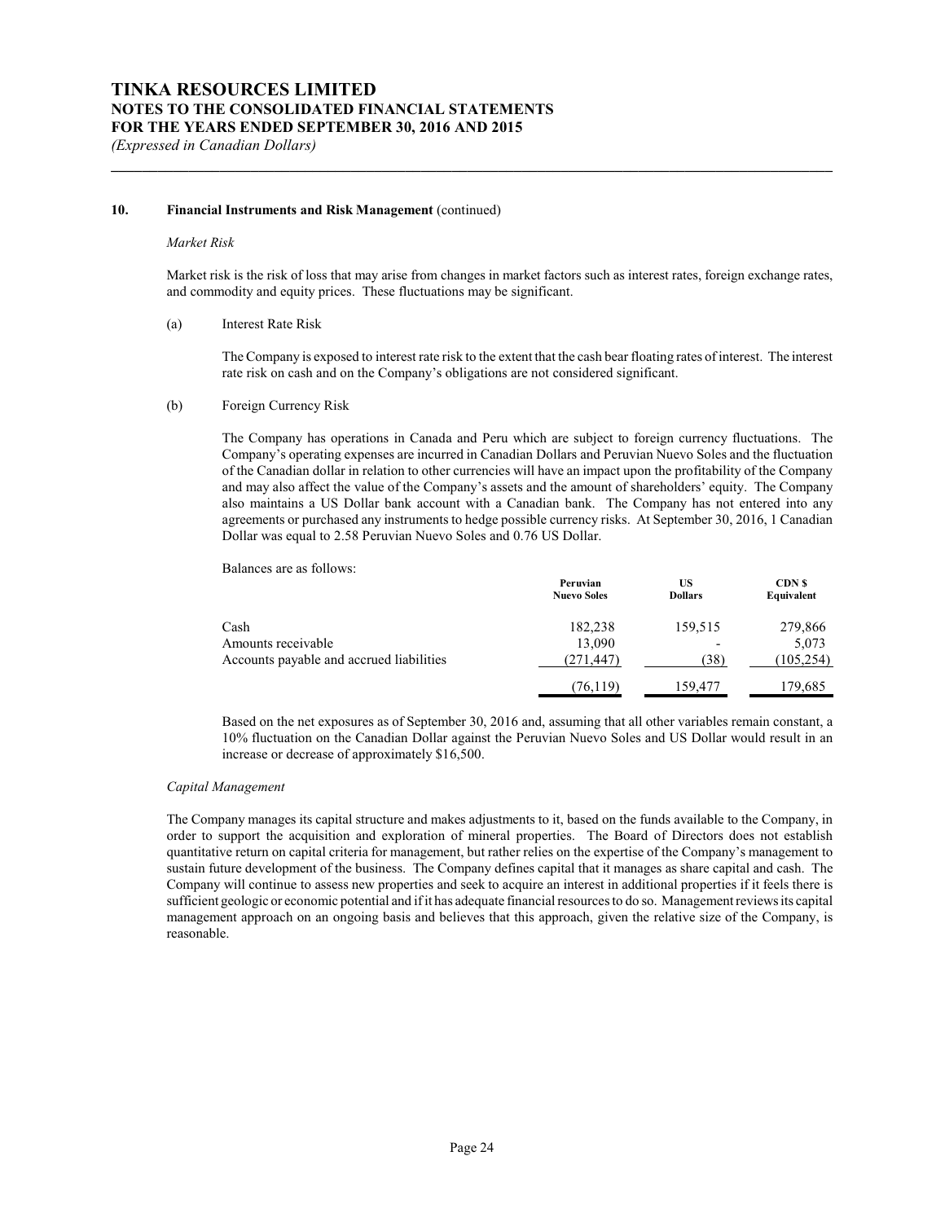### 10. Financial Instruments and Risk Management (continued)

*Market Risk*

Market risk is the risk of loss that may arise from changes in market factors such as interest rates, foreign exchange rates, and commodity and equity prices. These fluctuations may be significant.

(a) Interest Rate Risk

The Company is exposed to interest rate risk to the extent that the cash bear floating rates of interest. The interest rate risk on cash and on the Company's obligations are not considered significant.

(b) Foreign Currency Risk

The Company has operations in Canada and Peru which are subject to foreign currency fluctuations. The Company's operating expenses are incurred in Canadian Dollars and Peruvian Nuevo Soles and the fluctuation of the Canadian dollar in relation to other currencies will have an impact upon the profitability of the Company and may also affect the value of the Company's assets and the amount of shareholders' equity. The Company also maintains a US Dollar bank account with a Canadian bank. The Company has not entered into any agreements or purchased any instruments to hedge possible currency risks. At September 30, 2016, 1 Canadian Dollar was equal to 2.58 Peruvian Nuevo Soles and 0.76 US Dollar.

Balances are as follows:

| | Peruvian Nuevo Soles | US Dollars | CDN $ Equivalent |
|---|---|---|---|
| Cash | 182,238 | 159,515 | 279,866 |
| Amounts receivable | 13,090 | - | 5,073 |
| Accounts payable and accrued liabilities | (271,447) | (38) | (105,254) |
| | (76,119) | 159,477 | 179,685 |

Based on the net exposures as of September 30, 2016 and, assuming that all other variables remain constant, a 10% fluctuation on the Canadian Dollar against the Peruvian Nuevo Soles and US Dollar would result in an increase or decrease of approximately $16,500.

*Capital Management*

The Company manages its capital structure and makes adjustments to it, based on the funds available to the Company, in order to support the acquisition and exploration of mineral properties. The Board of Directors does not establish quantitative return on capital criteria for management, but rather relies on the expertise of the Company's management to sustain future development of the business. The Company defines capital that it manages as share capital and cash. The Company will continue to assess new properties and seek to acquire an interest in additional properties if it feels there is sufficient geologic or economic potential and if it has adequate financial resources to do so. Management reviews its capital management approach on an ongoing basis and believes that this approach, given the relative size of the Company, is reasonable.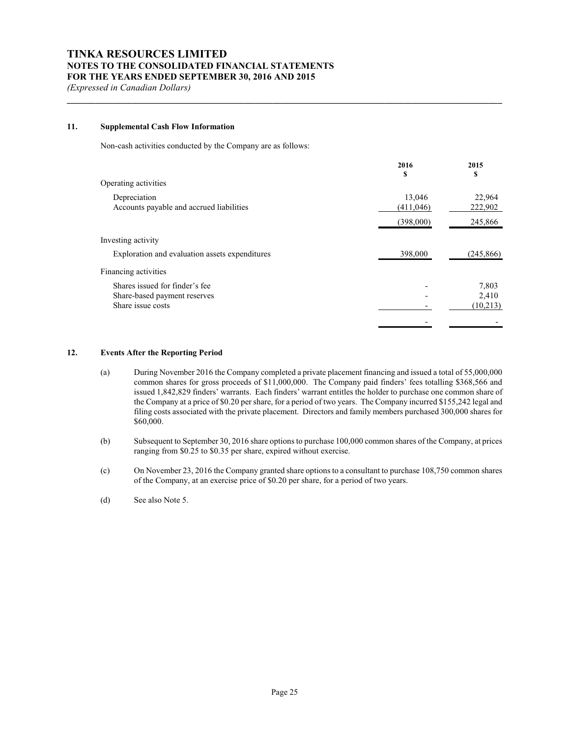## 11. Supplemental Cash Flow Information

Non-cash activities conducted by the Company are as follows:

| | 2016<br>$ | 2015<br>$ |
|---|---|---|
| Operating activities | | |
| Depreciation | 13,046 | 22,964 |
| Accounts payable and accrued liabilities | (411,046) | 222,902 |
| | (398,000) | 245,866 |
| Investing activity | | |
| Exploration and evaluation assets expenditures | 398,000 | (245,866) |
| Financing activities | | |
| Shares issued for finder's fee | - | 7,803 |
| Share-based payment reserves | - | 2,410 |
| Share issue costs | - | (10,213) |
| | - | - |

## 12. Events After the Reporting Period

(a) During November 2016 the Company completed a private placement financing and issued a total of 55,000,000 common shares for gross proceeds of $11,000,000. The Company paid finders' fees totalling $368,566 and issued 1,842,829 finders' warrants. Each finders' warrant entitles the holder to purchase one common share of the Company at a price of $0.20 per share, for a period of two years. The Company incurred $155,242 legal and filing costs associated with the private placement. Directors and family members purchased 300,000 shares for $60,000.

(b) Subsequent to September 30, 2016 share options to purchase 100,000 common shares of the Company, at prices ranging from $0.25 to $0.35 per share, expired without exercise.

(c) On November 23, 2016 the Company granted share options to a consultant to purchase 108,750 common shares of the Company, at an exercise price of $0.20 per share, for a period of two years.

(d) See also Note 5.